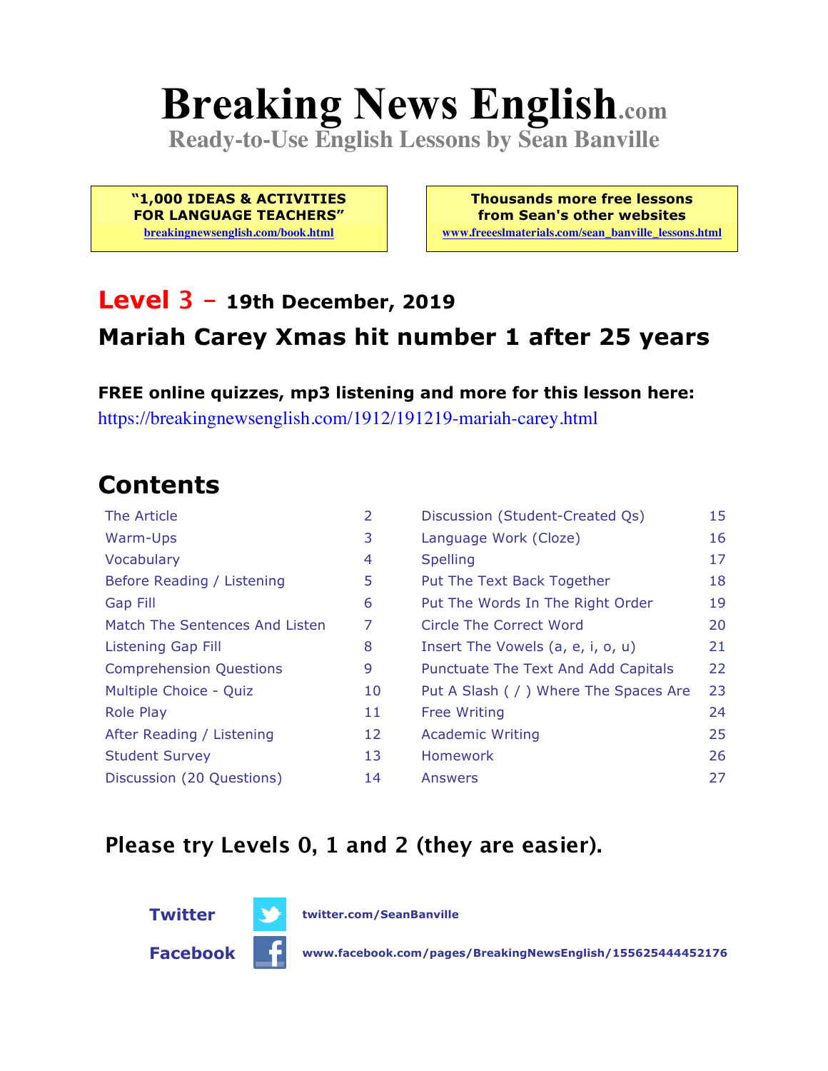# Breaking News English.com

**Ready-to-Use English Lessons by Sean Banville**

**"1,000 IDEAS & ACTIVITIES FOR LANGUAGE TEACHERS"**
breakingnewsenglish.com/book.html

**Thousands more free lessons from Sean's other websites**
www.freeeslmaterials.com/sean_banville_lessons.html

## Level 3 – 19th December, 2019

## Mariah Carey Xmas hit number 1 after 25 years

**FREE online quizzes, mp3 listening and more for this lesson here:**
https://breakingnewsenglish.com/1912/191219-mariah-carey.html

## Contents

| | | | |
|---|---|---|---|
| The Article | 2 | Discussion (Student-Created Qs) | 15 |
| Warm-Ups | 3 | Language Work (Cloze) | 16 |
| Vocabulary | 4 | Spelling | 17 |
| Before Reading / Listening | 5 | Put The Text Back Together | 18 |
| Gap Fill | 6 | Put The Words In The Right Order | 19 |
| Match The Sentences And Listen | 7 | Circle The Correct Word | 20 |
| Listening Gap Fill | 8 | Insert The Vowels (a, e, i, o, u) | 21 |
| Comprehension Questions | 9 | Punctuate The Text And Add Capitals | 22 |
| Multiple Choice - Quiz | 10 | Put A Slash ( / ) Where The Spaces Are | 23 |
| Role Play | 11 | Free Writing | 24 |
| After Reading / Listening | 12 | Academic Writing | 25 |
| Student Survey | 13 | Homework | 26 |
| Discussion (20 Questions) | 14 | Answers | 27 |

**Please try Levels 0, 1 and 2 (they are easier).**

**Twitter** twitter.com/SeanBanville

**Facebook** www.facebook.com/pages/BreakingNewsEnglish/155625444452176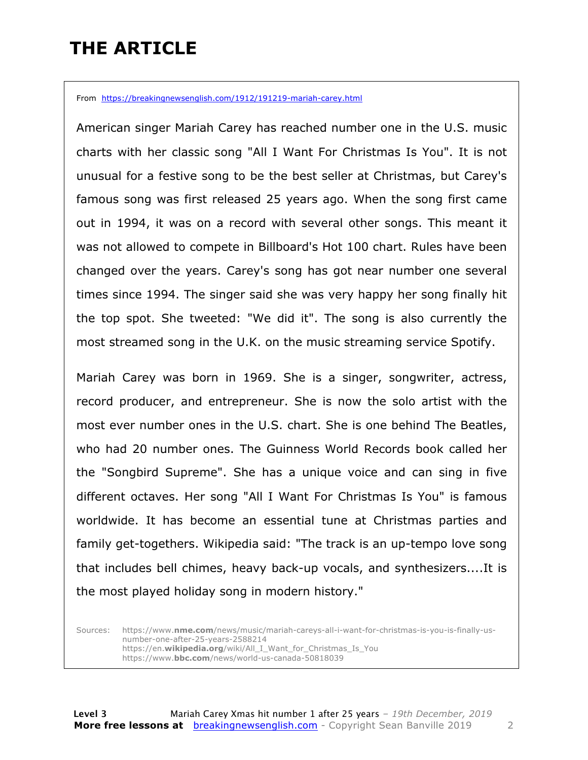# THE ARTICLE

From https://breakingnewsenglish.com/1912/191219-mariah-carey.html

American singer Mariah Carey has reached number one in the U.S. music charts with her classic song "All I Want For Christmas Is You". It is not unusual for a festive song to be the best seller at Christmas, but Carey's famous song was first released 25 years ago. When the song first came out in 1994, it was on a record with several other songs. This meant it was not allowed to compete in Billboard's Hot 100 chart. Rules have been changed over the years. Carey's song has got near number one several times since 1994. The singer said she was very happy her song finally hit the top spot. She tweeted: "We did it". The song is also currently the most streamed song in the U.K. on the music streaming service Spotify.

Mariah Carey was born in 1969. She is a singer, songwriter, actress, record producer, and entrepreneur. She is now the solo artist with the most ever number ones in the U.S. chart. She is one behind The Beatles, who had 20 number ones. The Guinness World Records book called her the "Songbird Supreme". She has a unique voice and can sing in five different octaves. Her song "All I Want For Christmas Is You" is famous worldwide. It has become an essential tune at Christmas parties and family get-togethers. Wikipedia said: "The track is an up-tempo love song that includes bell chimes, heavy back-up vocals, and synthesizers....It is the most played holiday song in modern history."

Sources:
https://www.nme.com/news/music/mariah-careys-all-i-want-for-christmas-is-you-is-finally-us-number-one-after-25-years-2588214
https://en.wikipedia.org/wiki/All_I_Want_for_Christmas_Is_You
https://www.bbc.com/news/world-us-canada-50818039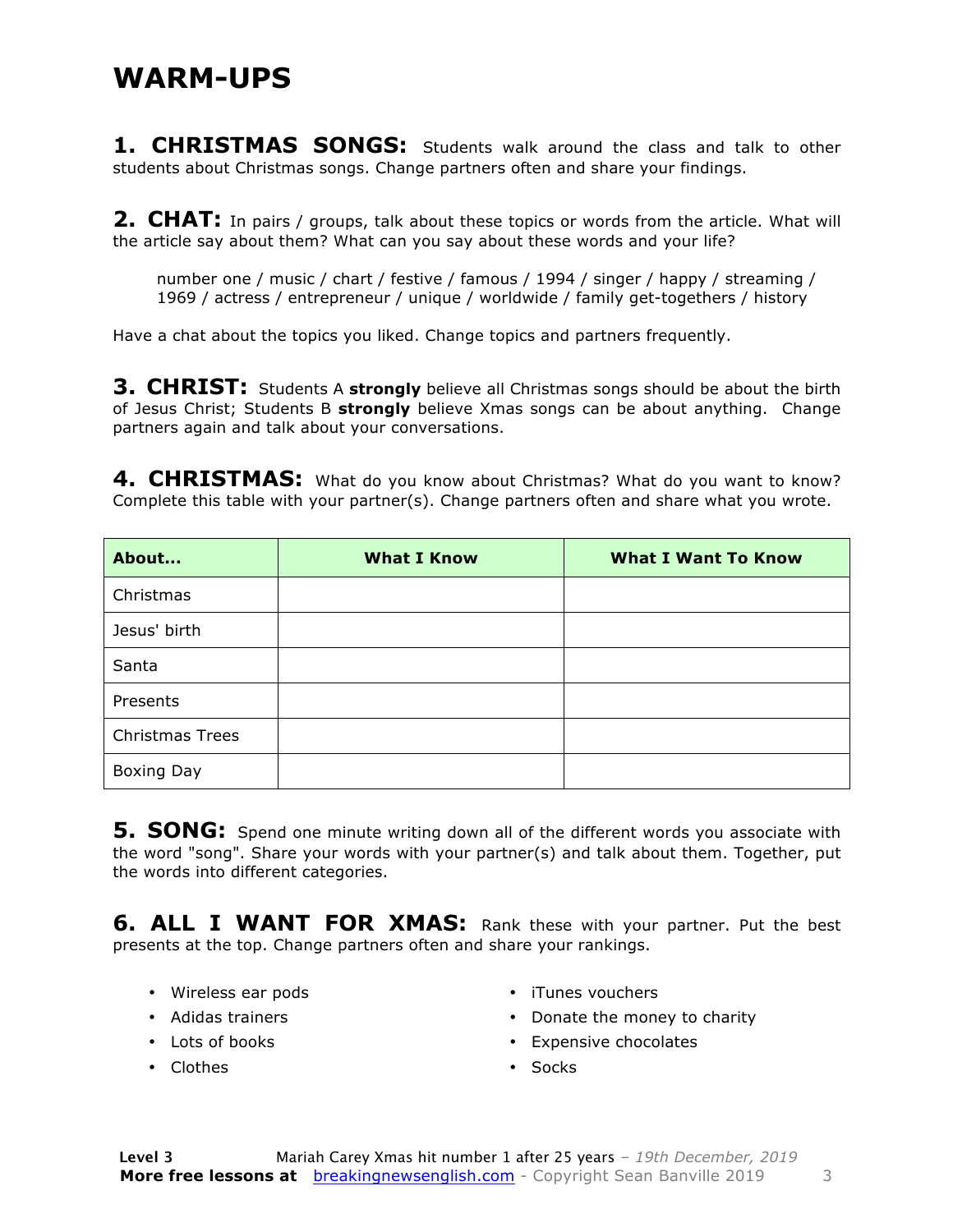# WARM-UPS

**1. CHRISTMAS SONGS:** Students walk around the class and talk to other students about Christmas songs. Change partners often and share your findings.

**2. CHAT:** In pairs / groups, talk about these topics or words from the article. What will the article say about them? What can you say about these words and your life?

> number one / music / chart / festive / famous / 1994 / singer / happy / streaming / 1969 / actress / entrepreneur / unique / worldwide / family get-togethers / history

Have a chat about the topics you liked. Change topics and partners frequently.

**3. CHRIST:** Students A **strongly** believe all Christmas songs should be about the birth of Jesus Christ; Students B **strongly** believe Xmas songs can be about anything. Change partners again and talk about your conversations.

**4. CHRISTMAS:** What do you know about Christmas? What do you want to know? Complete this table with your partner(s). Change partners often and share what you wrote.

| About... | What I Know | What I Want To Know |
|---|---|---|
| Christmas | | |
| Jesus' birth | | |
| Santa | | |
| Presents | | |
| Christmas Trees | | |
| Boxing Day | | |

**5. SONG:** Spend one minute writing down all of the different words you associate with the word "song". Share your words with your partner(s) and talk about them. Together, put the words into different categories.

**6. ALL I WANT FOR XMAS:** Rank these with your partner. Put the best presents at the top. Change partners often and share your rankings.

- Wireless ear pods
- Adidas trainers
- Lots of books
- Clothes
- iTunes vouchers
- Donate the money to charity
- Expensive chocolates
- Socks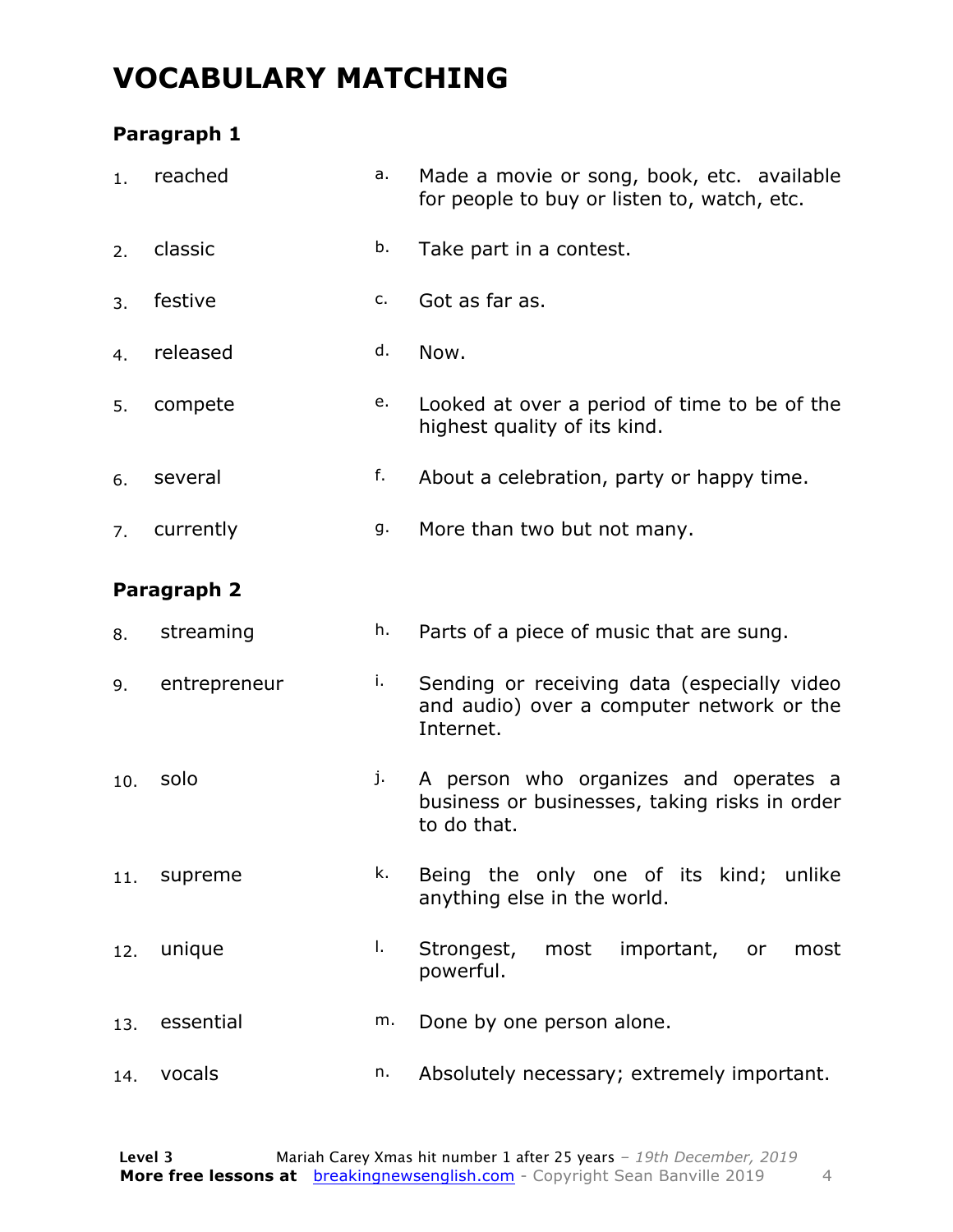# VOCABULARY MATCHING

### Paragraph 1

| | | | |
|---|---|---|---|
| 1. | reached | a. | Made a movie or song, book, etc. available for people to buy or listen to, watch, etc. |
| 2. | classic | b. | Take part in a contest. |
| 3. | festive | c. | Got as far as. |
| 4. | released | d. | Now. |
| 5. | compete | e. | Looked at over a period of time to be of the highest quality of its kind. |
| 6. | several | f. | About a celebration, party or happy time. |
| 7. | currently | g. | More than two but not many. |

### Paragraph 2

| | | | |
|---|---|---|---|
| 8. | streaming | h. | Parts of a piece of music that are sung. |
| 9. | entrepreneur | i. | Sending or receiving data (especially video and audio) over a computer network or the Internet. |
| 10. | solo | j. | A person who organizes and operates a business or businesses, taking risks in order to do that. |
| 11. | supreme | k. | Being the only one of its kind; unlike anything else in the world. |
| 12. | unique | l. | Strongest, most important, or most powerful. |
| 13. | essential | m. | Done by one person alone. |
| 14. | vocals | n. | Absolutely necessary; extremely important. |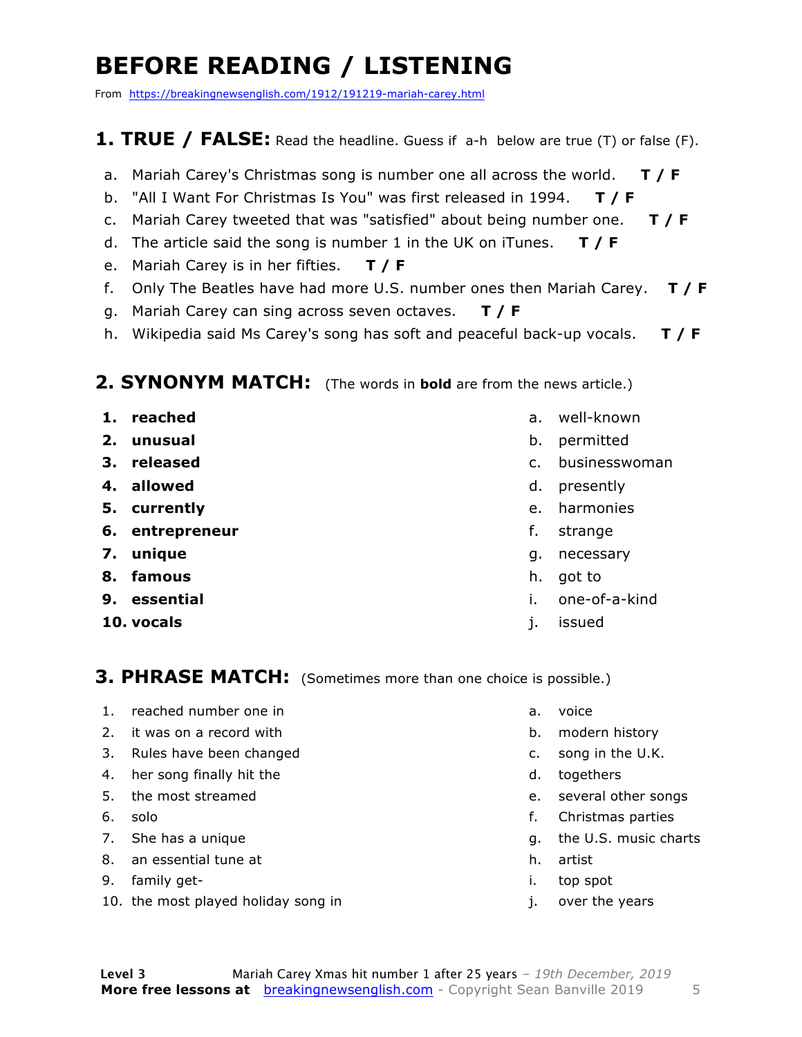# BEFORE READING / LISTENING

From https://breakingnewsenglish.com/1912/191219-mariah-carey.html

## 1. TRUE / FALSE: Read the headline. Guess if a-h below are true (T) or false (F).

a. Mariah Carey's Christmas song is number one all across the world. **T / F**
b. "All I Want For Christmas Is You" was first released in 1994. **T / F**
c. Mariah Carey tweeted that was "satisfied" about being number one. **T / F**
d. The article said the song is number 1 in the UK on iTunes. **T / F**
e. Mariah Carey is in her fifties. **T / F**
f. Only The Beatles have had more U.S. number ones then Mariah Carey. **T / F**
g. Mariah Carey can sing across seven octaves. **T / F**
h. Wikipedia said Ms Carey's song has soft and peaceful back-up vocals. **T / F**

## 2. SYNONYM MATCH: (The words in **bold** are from the news article.)

1. **reached**
2. **unusual**
3. **released**
4. **allowed**
5. **currently**
6. **entrepreneur**
7. **unique**
8. **famous**
9. **essential**
10. **vocals**

a. well-known
b. permitted
c. businesswoman
d. presently
e. harmonies
f. strange
g. necessary
h. got to
i. one-of-a-kind
j. issued

## 3. PHRASE MATCH: (Sometimes more than one choice is possible.)

1. reached number one in
2. it was on a record with
3. Rules have been changed
4. her song finally hit the
5. the most streamed
6. solo
7. She has a unique
8. an essential tune at
9. family get-
10. the most played holiday song in

a. voice
b. modern history
c. song in the U.K.
d. togethers
e. several other songs
f. Christmas parties
g. the U.S. music charts
h. artist
i. top spot
j. over the years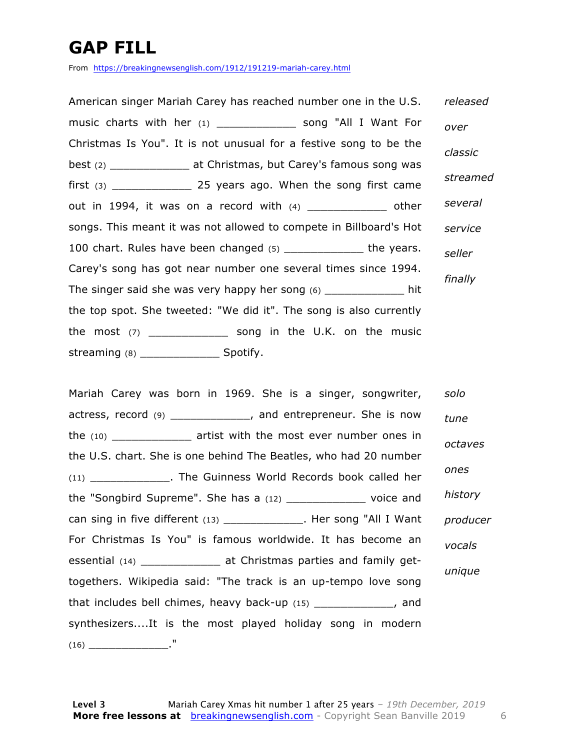# GAP FILL

From https://breakingnewsenglish.com/1912/191219-mariah-carey.html

American singer Mariah Carey has reached number one in the U.S. music charts with her (1) ____________ song "All I Want For Christmas Is You". It is not unusual for a festive song to be the best (2) ____________ at Christmas, but Carey's famous song was first (3) ____________ 25 years ago. When the song first came out in 1994, it was on a record with (4) ____________ other songs. This meant it was not allowed to compete in Billboard's Hot 100 chart. Rules have been changed (5) ____________ the years. Carey's song has got near number one several times since 1994. The singer said she was very happy her song (6) ____________ hit the top spot. She tweeted: "We did it". The song is also currently the most (7) ____________ song in the U.K. on the music streaming (8) ____________ Spotify.

*released*
*over*
*classic*
*streamed*
*several*
*service*
*seller*
*finally*

Mariah Carey was born in 1969. She is a singer, songwriter, actress, record (9) ____________, and entrepreneur. She is now the (10) ____________ artist with the most ever number ones in the U.S. chart. She is one behind The Beatles, who had 20 number (11) ____________. The Guinness World Records book called her the "Songbird Supreme". She has a (12) ____________ voice and can sing in five different (13) ____________. Her song "All I Want For Christmas Is You" is famous worldwide. It has become an essential (14) ____________ at Christmas parties and family get-togethers. Wikipedia said: "The track is an up-tempo love song that includes bell chimes, heavy back-up (15) ____________, and synthesizers....It is the most played holiday song in modern (16) ____________."

*solo*
*tune*
*octaves*
*ones*
*history*
*producer*
*vocals*
*unique*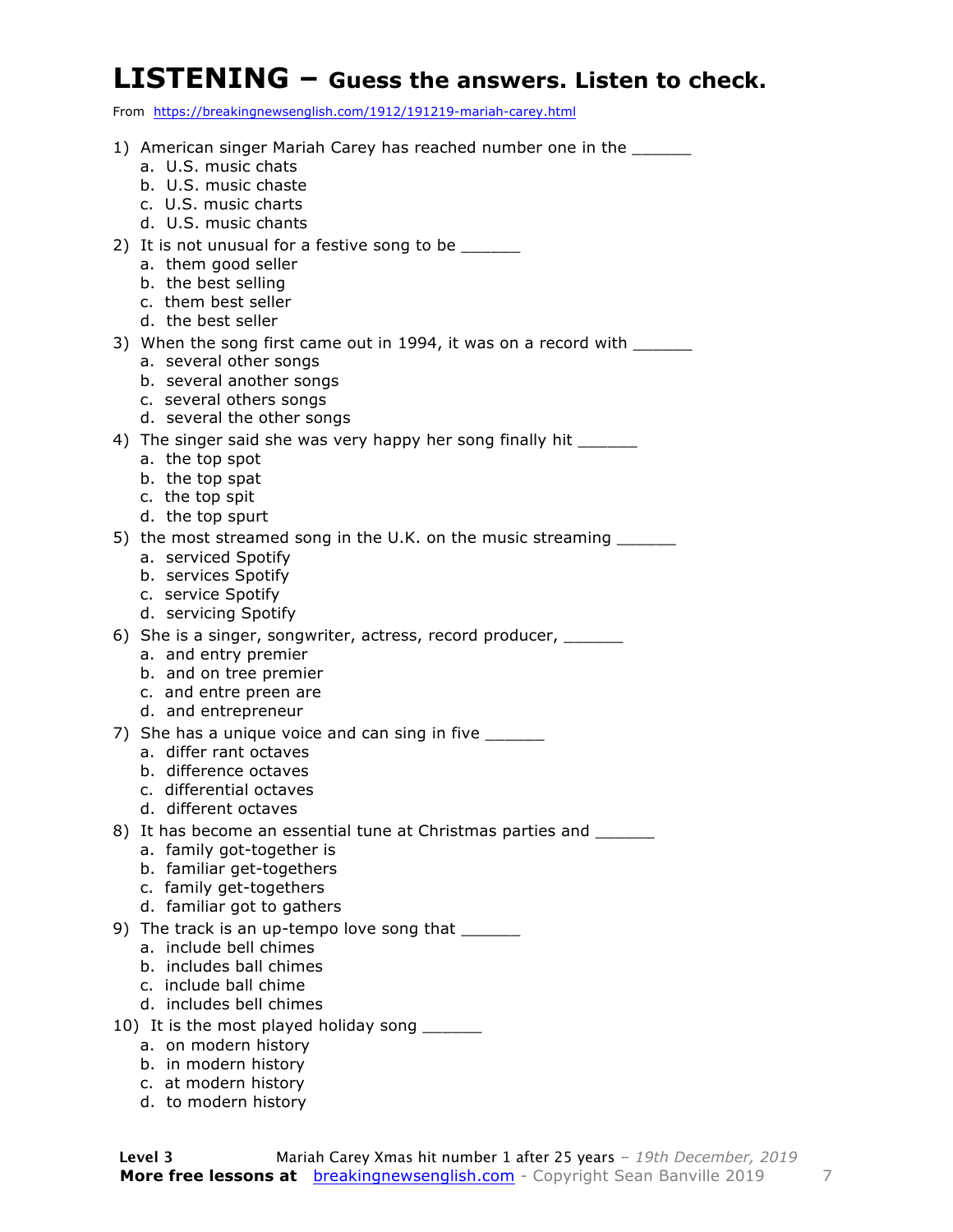# LISTENING – Guess the answers. Listen to check.

From https://breakingnewsenglish.com/1912/191219-mariah-carey.html

1) American singer Mariah Carey has reached number one in the ______
   a. U.S. music chats
   b. U.S. music chaste
   c. U.S. music charts
   d. U.S. music chants
2) It is not unusual for a festive song to be ______
   a. them good seller
   b. the best selling
   c. them best seller
   d. the best seller
3) When the song first came out in 1994, it was on a record with ______
   a. several other songs
   b. several another songs
   c. several others songs
   d. several the other songs
4) The singer said she was very happy her song finally hit ______
   a. the top spot
   b. the top spat
   c. the top spit
   d. the top spurt
5) the most streamed song in the U.K. on the music streaming ______
   a. serviced Spotify
   b. services Spotify
   c. service Spotify
   d. servicing Spotify
6) She is a singer, songwriter, actress, record producer, ______
   a. and entry premier
   b. and on tree premier
   c. and entre preen are
   d. and entrepreneur
7) She has a unique voice and can sing in five ______
   a. differ rant octaves
   b. difference octaves
   c. differential octaves
   d. different octaves
8) It has become an essential tune at Christmas parties and ______
   a. family got-together is
   b. familiar get-togethers
   c. family get-togethers
   d. familiar got to gathers
9) The track is an up-tempo love song that ______
   a. include bell chimes
   b. includes ball chimes
   c. include ball chime
   d. includes bell chimes
10) It is the most played holiday song ______
   a. on modern history
   b. in modern history
   c. at modern history
   d. to modern history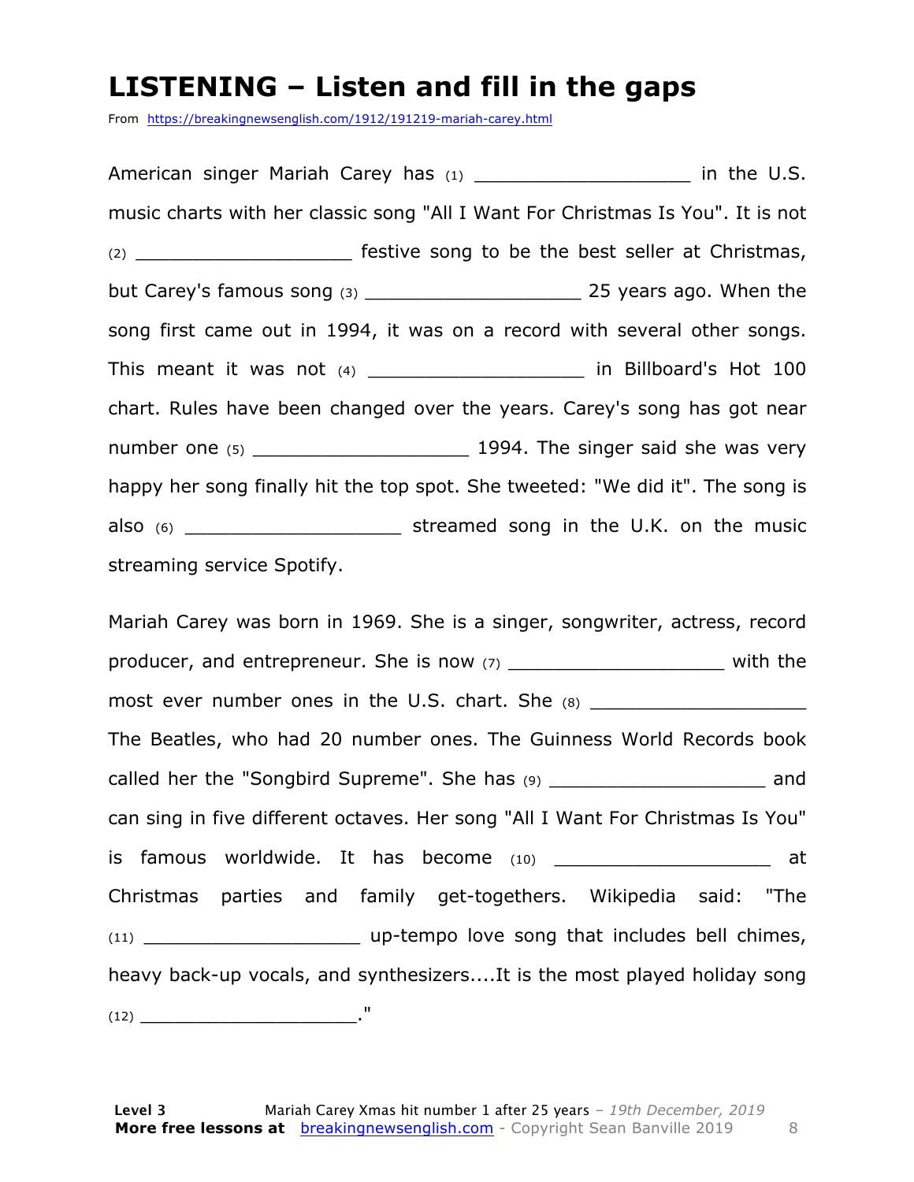# LISTENING – Listen and fill in the gaps

From https://breakingnewsenglish.com/1912/191219-mariah-carey.html

American singer Mariah Carey has (1) ___________________ in the U.S. music charts with her classic song "All I Want For Christmas Is You". It is not (2) ___________________ festive song to be the best seller at Christmas, but Carey's famous song (3) ___________________ 25 years ago. When the song first came out in 1994, it was on a record with several other songs. This meant it was not (4) ___________________ in Billboard's Hot 100 chart. Rules have been changed over the years. Carey's song has got near number one (5) ___________________ 1994. The singer said she was very happy her song finally hit the top spot. She tweeted: "We did it". The song is also (6) ___________________ streamed song in the U.K. on the music streaming service Spotify.

Mariah Carey was born in 1969. She is a singer, songwriter, actress, record producer, and entrepreneur. She is now (7) ___________________ with the most ever number ones in the U.S. chart. She (8) ___________________ The Beatles, who had 20 number ones. The Guinness World Records book called her the "Songbird Supreme". She has (9) ___________________ and can sing in five different octaves. Her song "All I Want For Christmas Is You" is famous worldwide. It has become (10) ___________________ at Christmas parties and family get-togethers. Wikipedia said: "The (11) ___________________ up-tempo love song that includes bell chimes, heavy back-up vocals, and synthesizers....It is the most played holiday song (12) ___________________."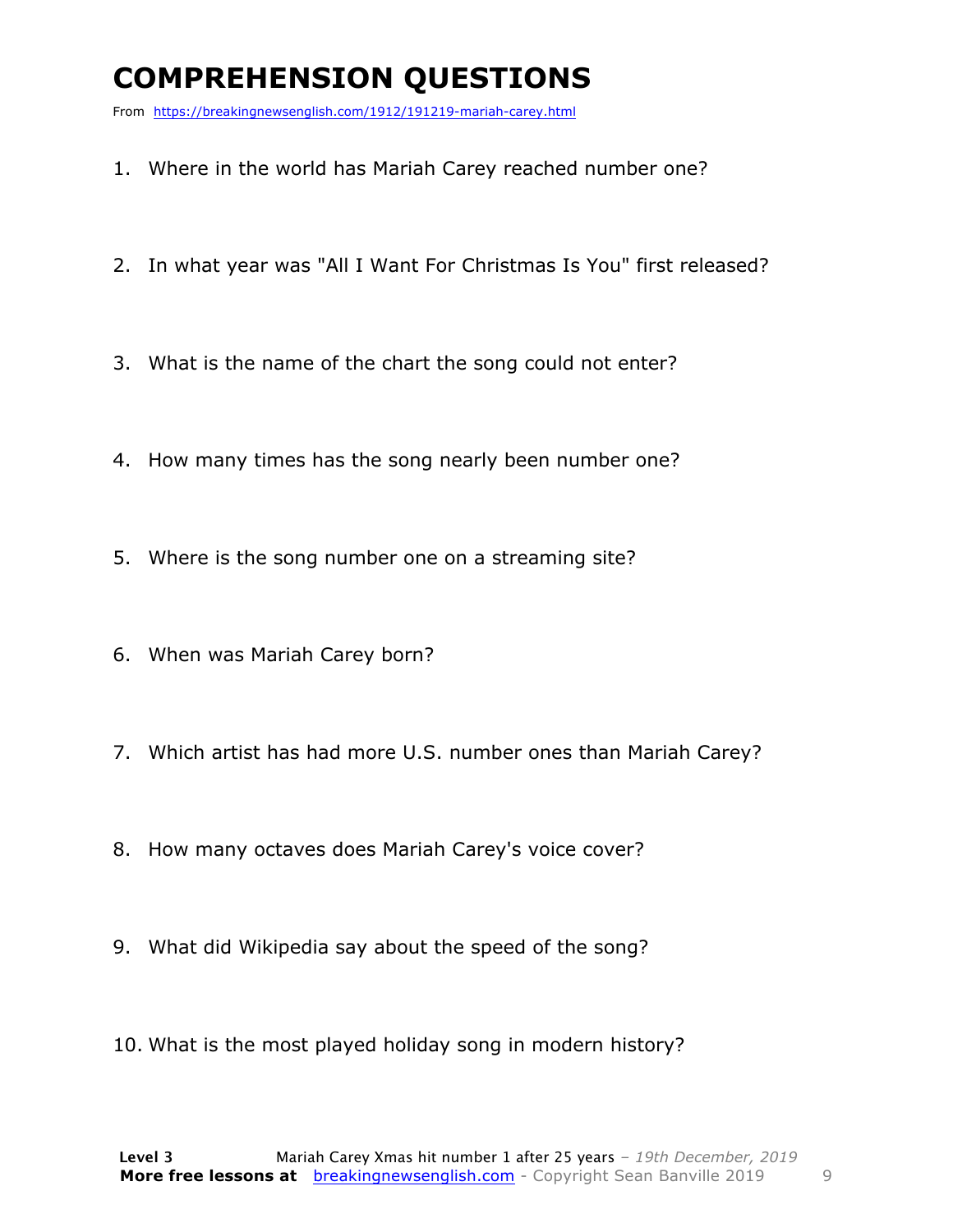# COMPREHENSION QUESTIONS

From https://breakingnewsenglish.com/1912/191219-mariah-carey.html

1. Where in the world has Mariah Carey reached number one?
2. In what year was "All I Want For Christmas Is You" first released?
3. What is the name of the chart the song could not enter?
4. How many times has the song nearly been number one?
5. Where is the song number one on a streaming site?
6. When was Mariah Carey born?
7. Which artist has had more U.S. number ones than Mariah Carey?
8. How many octaves does Mariah Carey's voice cover?
9. What did Wikipedia say about the speed of the song?
10. What is the most played holiday song in modern history?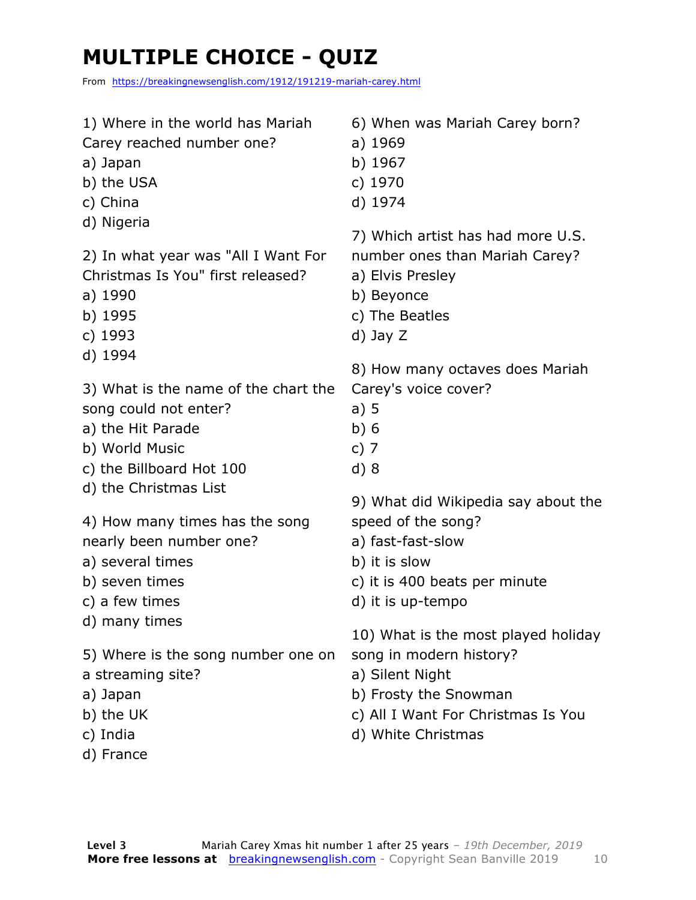# MULTIPLE CHOICE - QUIZ

From https://breakingnewsenglish.com/1912/191219-mariah-carey.html

1) Where in the world has Mariah Carey reached number one?

a) Japan
b) the USA
c) China
d) Nigeria

2) In what year was "All I Want For Christmas Is You" first released?

a) 1990
b) 1995
c) 1993
d) 1994

3) What is the name of the chart the song could not enter?

a) the Hit Parade
b) World Music
c) the Billboard Hot 100
d) the Christmas List

4) How many times has the song nearly been number one?

a) several times
b) seven times
c) a few times
d) many times

5) Where is the song number one on a streaming site?

a) Japan
b) the UK
c) India
d) France

6) When was Mariah Carey born?

a) 1969
b) 1967
c) 1970
d) 1974

7) Which artist has had more U.S. number ones than Mariah Carey?

a) Elvis Presley
b) Beyonce
c) The Beatles
d) Jay Z

8) How many octaves does Mariah Carey's voice cover?

a) 5
b) 6
c) 7
d) 8

9) What did Wikipedia say about the speed of the song?

a) fast-fast-slow
b) it is slow
c) it is 400 beats per minute
d) it is up-tempo

10) What is the most played holiday song in modern history?

a) Silent Night
b) Frosty the Snowman
c) All I Want For Christmas Is You
d) White Christmas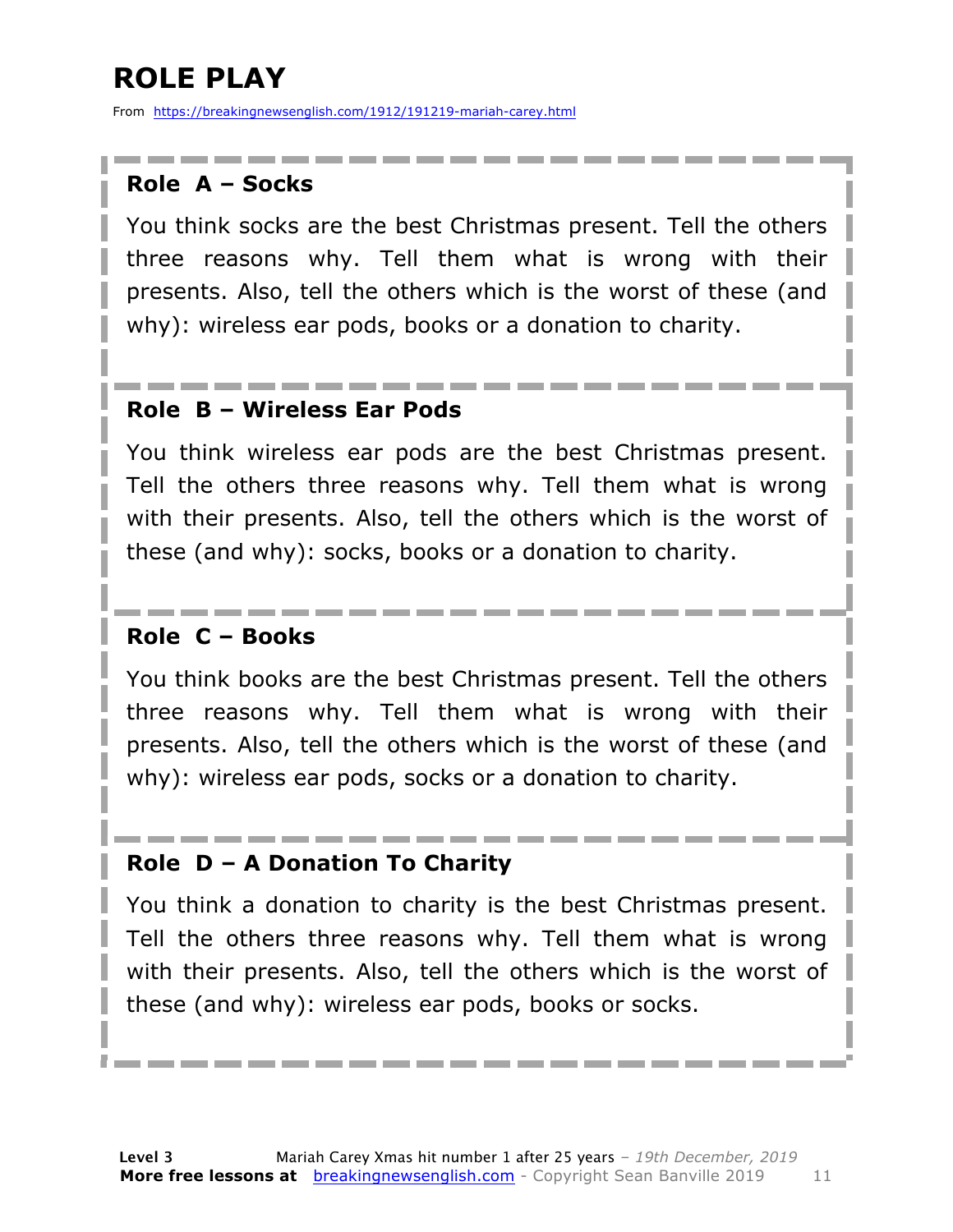# ROLE PLAY

From https://breakingnewsenglish.com/1912/191219-mariah-carey.html

### Role A – Socks

You think socks are the best Christmas present. Tell the others three reasons why. Tell them what is wrong with their presents. Also, tell the others which is the worst of these (and why): wireless ear pods, books or a donation to charity.

### Role B – Wireless Ear Pods

You think wireless ear pods are the best Christmas present. Tell the others three reasons why. Tell them what is wrong with their presents. Also, tell the others which is the worst of these (and why): socks, books or a donation to charity.

### Role C – Books

You think books are the best Christmas present. Tell the others three reasons why. Tell them what is wrong with their presents. Also, tell the others which is the worst of these (and why): wireless ear pods, socks or a donation to charity.

### Role D – A Donation To Charity

You think a donation to charity is the best Christmas present. Tell the others three reasons why. Tell them what is wrong with their presents. Also, tell the others which is the worst of these (and why): wireless ear pods, books or socks.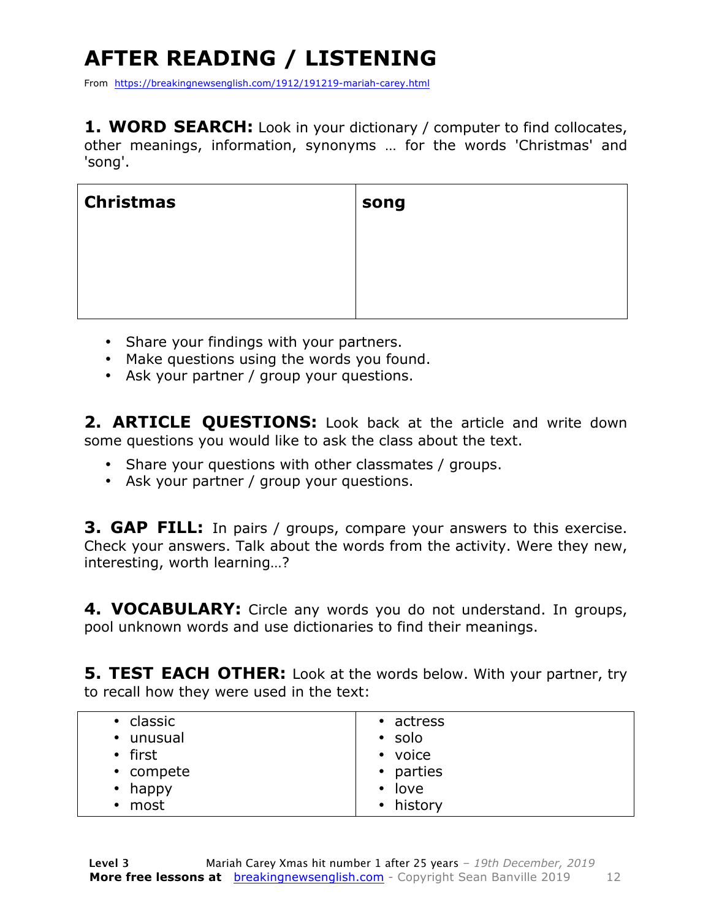# AFTER READING / LISTENING

From https://breakingnewsenglish.com/1912/191219-mariah-carey.html

**1. WORD SEARCH:** Look in your dictionary / computer to find collocates, other meanings, information, synonyms … for the words 'Christmas' and 'song'.

| **Christmas** | **song** |
|---|---|
| | |

- Share your findings with your partners.
- Make questions using the words you found.
- Ask your partner / group your questions.

**2. ARTICLE QUESTIONS:** Look back at the article and write down some questions you would like to ask the class about the text.

- Share your questions with other classmates / groups.
- Ask your partner / group your questions.

**3. GAP FILL:** In pairs / groups, compare your answers to this exercise. Check your answers. Talk about the words from the activity. Were they new, interesting, worth learning…?

**4. VOCABULARY:** Circle any words you do not understand. In groups, pool unknown words and use dictionaries to find their meanings.

**5. TEST EACH OTHER:** Look at the words below. With your partner, try to recall how they were used in the text:

| | |
|---|---|
| • classic<br>• unusual<br>• first<br>• compete<br>• happy<br>• most | • actress<br>• solo<br>• voice<br>• parties<br>• love<br>• history |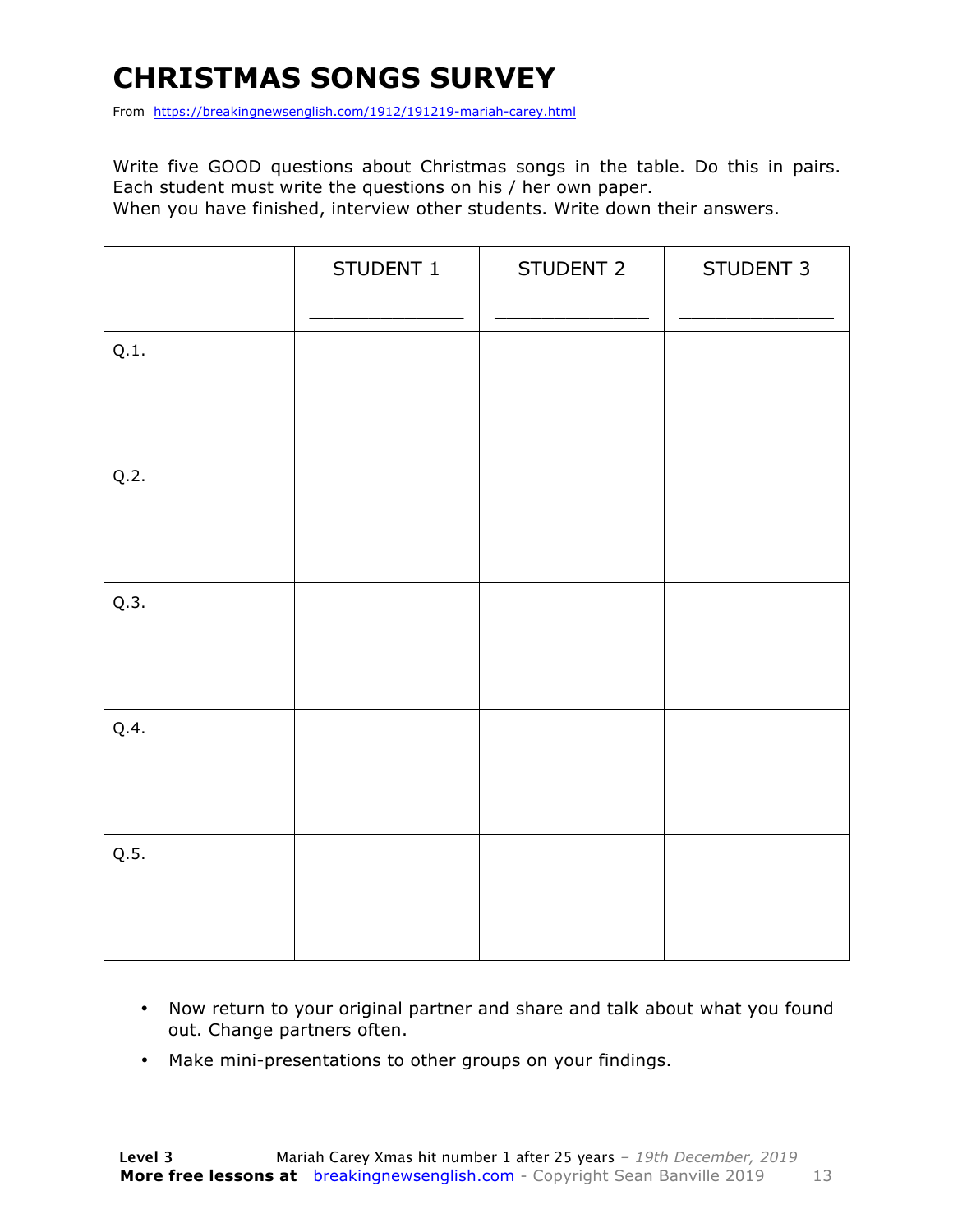# CHRISTMAS SONGS SURVEY

From https://breakingnewsenglish.com/1912/191219-mariah-carey.html

Write five GOOD questions about Christmas songs in the table. Do this in pairs. Each student must write the questions on his / her own paper.
When you have finished, interview other students. Write down their answers.

| | STUDENT 1<br>_____________ | STUDENT 2<br>_____________ | STUDENT 3<br>_____________ |
|---|---|---|---|
| Q.1. | | | |
| Q.2. | | | |
| Q.3. | | | |
| Q.4. | | | |
| Q.5. | | | |

- Now return to your original partner and share and talk about what you found out. Change partners often.
- Make mini-presentations to other groups on your findings.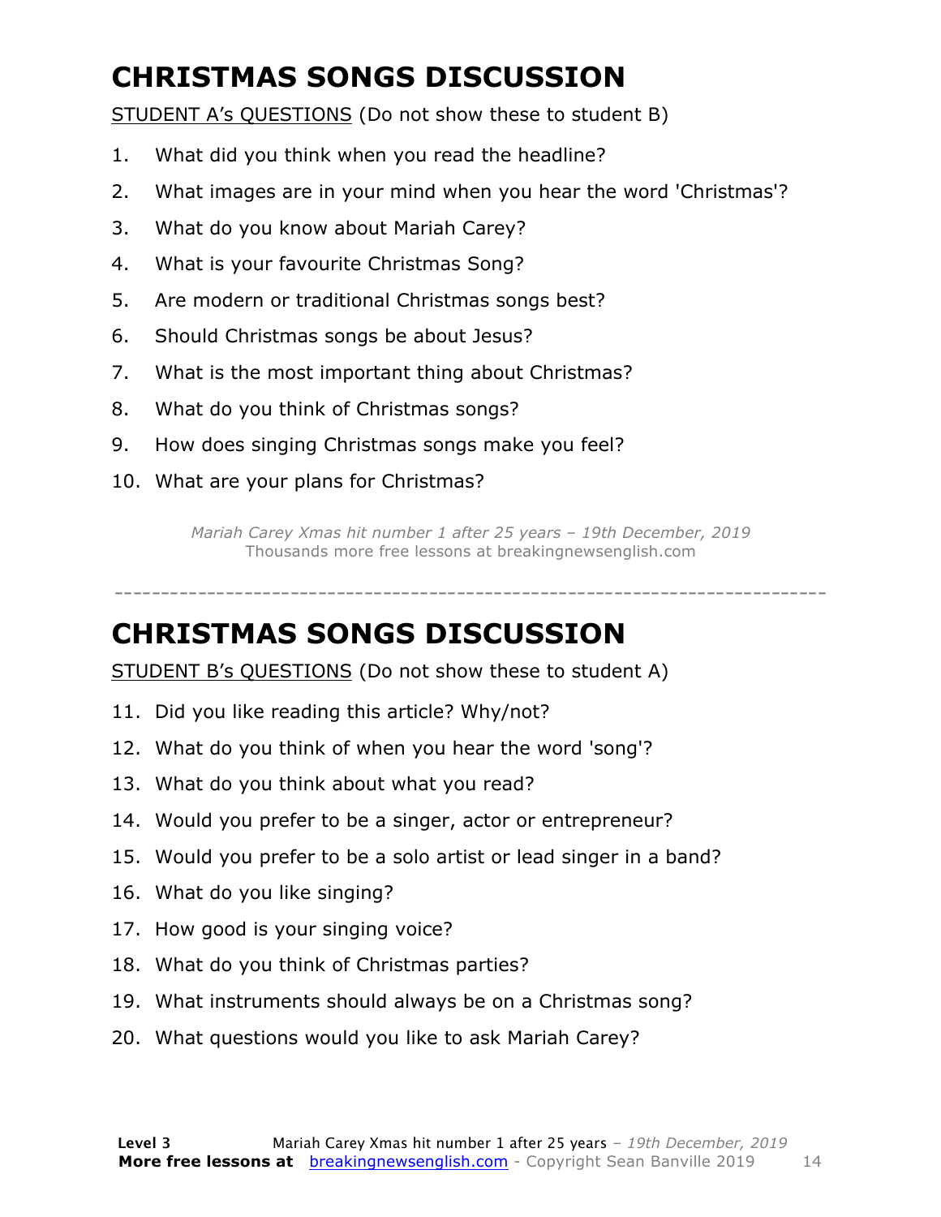# CHRISTMAS SONGS DISCUSSION

STUDENT A's QUESTIONS (Do not show these to student B)

1. What did you think when you read the headline?
2. What images are in your mind when you hear the word 'Christmas'?
3. What do you know about Mariah Carey?
4. What is your favourite Christmas Song?
5. Are modern or traditional Christmas songs best?
6. Should Christmas songs be about Jesus?
7. What is the most important thing about Christmas?
8. What do you think of Christmas songs?
9. How does singing Christmas songs make you feel?
10. What are your plans for Christmas?

*Mariah Carey Xmas hit number 1 after 25 years – 19th December, 2019*
Thousands more free lessons at breakingnewsenglish.com

---

# CHRISTMAS SONGS DISCUSSION

STUDENT B's QUESTIONS (Do not show these to student A)

11. Did you like reading this article? Why/not?
12. What do you think of when you hear the word 'song'?
13. What do you think about what you read?
14. Would you prefer to be a singer, actor or entrepreneur?
15. Would you prefer to be a solo artist or lead singer in a band?
16. What do you like singing?
17. How good is your singing voice?
18. What do you think of Christmas parties?
19. What instruments should always be on a Christmas song?
20. What questions would you like to ask Mariah Carey?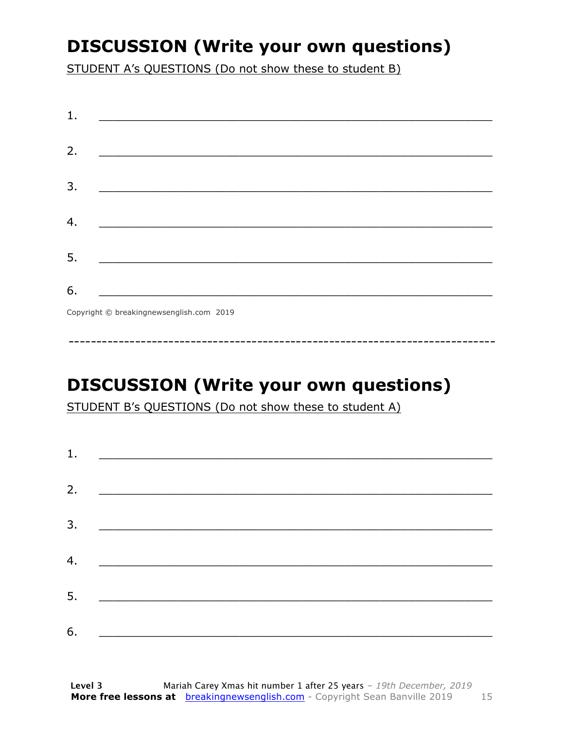## DISCUSSION (Write your own questions)

STUDENT A's QUESTIONS (Do not show these to student B)

1. ___________________________________________________________

2. ___________________________________________________________

3. ___________________________________________________________

4. ___________________________________________________________

5. ___________________________________________________________

6. ___________________________________________________________

Copyright © breakingnewsenglish.com 2019

---

## DISCUSSION (Write your own questions)

STUDENT B's QUESTIONS (Do not show these to student A)

1. ___________________________________________________________

2. ___________________________________________________________

3. ___________________________________________________________

4. ___________________________________________________________

5. ___________________________________________________________

6. ___________________________________________________________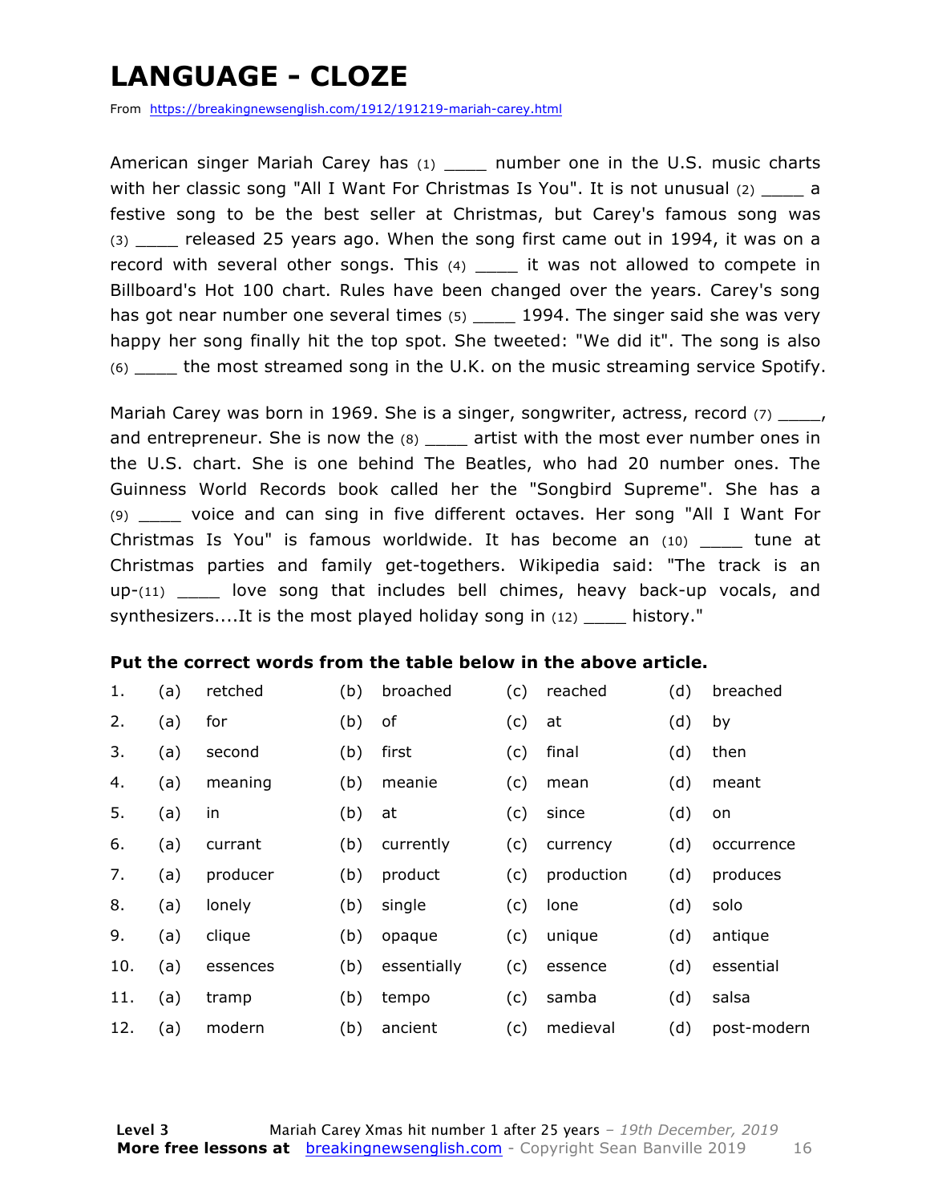# LANGUAGE - CLOZE

From https://breakingnewsenglish.com/1912/191219-mariah-carey.html

American singer Mariah Carey has (1) ____ number one in the U.S. music charts with her classic song "All I Want For Christmas Is You". It is not unusual (2) ____ a festive song to be the best seller at Christmas, but Carey's famous song was (3) ____ released 25 years ago. When the song first came out in 1994, it was on a record with several other songs. This (4) ____ it was not allowed to compete in Billboard's Hot 100 chart. Rules have been changed over the years. Carey's song has got near number one several times (5) ____ 1994. The singer said she was very happy her song finally hit the top spot. She tweeted: "We did it". The song is also (6) ____ the most streamed song in the U.K. on the music streaming service Spotify.

Mariah Carey was born in 1969. She is a singer, songwriter, actress, record (7) ____, and entrepreneur. She is now the (8) ____ artist with the most ever number ones in the U.S. chart. She is one behind The Beatles, who had 20 number ones. The Guinness World Records book called her the "Songbird Supreme". She has a (9) ____ voice and can sing in five different octaves. Her song "All I Want For Christmas Is You" is famous worldwide. It has become an (10) ____ tune at Christmas parties and family get-togethers. Wikipedia said: "The track is an up-(11) ____ love song that includes bell chimes, heavy back-up vocals, and synthesizers....It is the most played holiday song in (12) ____ history."

**Put the correct words from the table below in the above article.**

| | | | | | | | | |
|---|---|---|---|---|---|---|---|---|
| 1. | (a) | retched | (b) | broached | (c) | reached | (d) | breached |
| 2. | (a) | for | (b) | of | (c) | at | (d) | by |
| 3. | (a) | second | (b) | first | (c) | final | (d) | then |
| 4. | (a) | meaning | (b) | meanie | (c) | mean | (d) | meant |
| 5. | (a) | in | (b) | at | (c) | since | (d) | on |
| 6. | (a) | currant | (b) | currently | (c) | currency | (d) | occurrence |
| 7. | (a) | producer | (b) | product | (c) | production | (d) | produces |
| 8. | (a) | lonely | (b) | single | (c) | lone | (d) | solo |
| 9. | (a) | clique | (b) | opaque | (c) | unique | (d) | antique |
| 10. | (a) | essences | (b) | essentially | (c) | essence | (d) | essential |
| 11. | (a) | tramp | (b) | tempo | (c) | samba | (d) | salsa |
| 12. | (a) | modern | (b) | ancient | (c) | medieval | (d) | post-modern |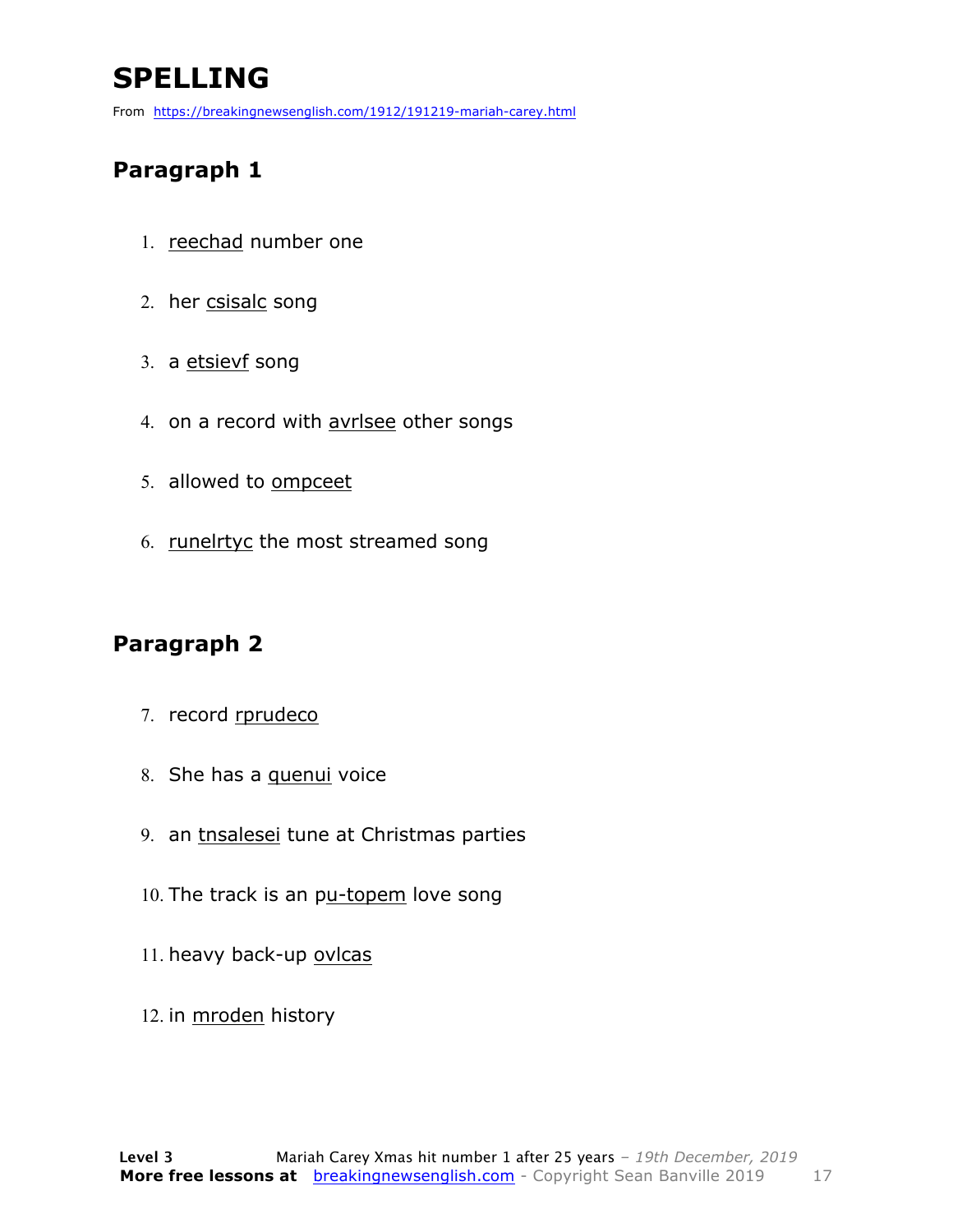# SPELLING

From https://breakingnewsenglish.com/1912/191219-mariah-carey.html

## Paragraph 1

1. reechad number one
2. her csisalc song
3. a etsievf song
4. on a record with avrlsee other songs
5. allowed to ompceet
6. runelrtyc the most streamed song

## Paragraph 2

7. record rprudeco
8. She has a quenui voice
9. an tnsalesei tune at Christmas parties
10. The track is an pu-topem love song
11. heavy back-up ovlcas
12. in mroden history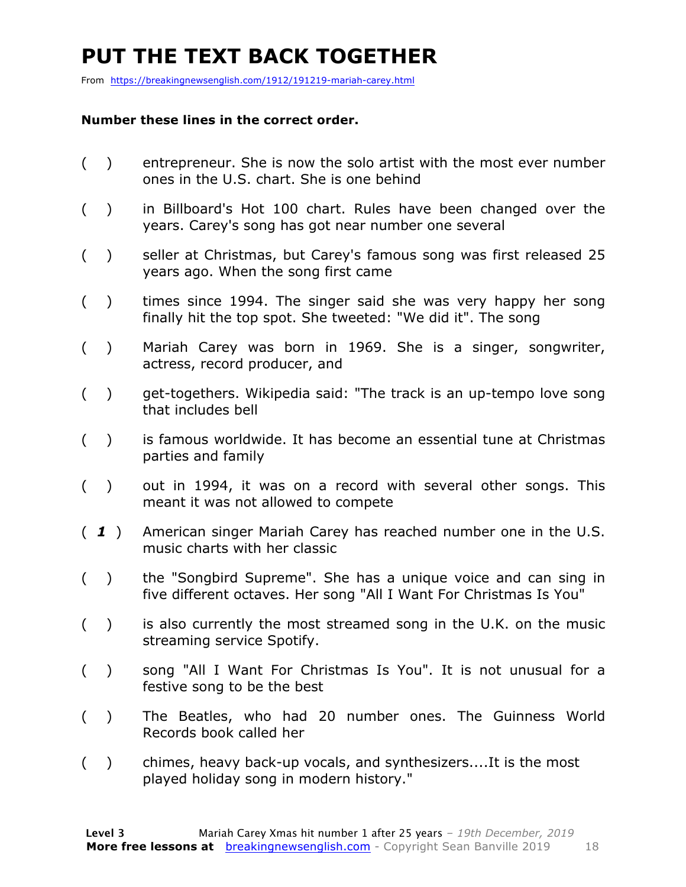# PUT THE TEXT BACK TOGETHER

From https://breakingnewsenglish.com/1912/191219-mariah-carey.html

**Number these lines in the correct order.**

( ) entrepreneur. She is now the solo artist with the most ever number ones in the U.S. chart. She is one behind

( ) in Billboard's Hot 100 chart. Rules have been changed over the years. Carey's song has got near number one several

( ) seller at Christmas, but Carey's famous song was first released 25 years ago. When the song first came

( ) times since 1994. The singer said she was very happy her song finally hit the top spot. She tweeted: "We did it". The song

( ) Mariah Carey was born in 1969. She is a singer, songwriter, actress, record producer, and

( ) get-togethers. Wikipedia said: "The track is an up-tempo love song that includes bell

( ) is famous worldwide. It has become an essential tune at Christmas parties and family

( ) out in 1994, it was on a record with several other songs. This meant it was not allowed to compete

( ***1*** ) American singer Mariah Carey has reached number one in the U.S. music charts with her classic

( ) the "Songbird Supreme". She has a unique voice and can sing in five different octaves. Her song "All I Want For Christmas Is You"

( ) is also currently the most streamed song in the U.K. on the music streaming service Spotify.

( ) song "All I Want For Christmas Is You". It is not unusual for a festive song to be the best

( ) The Beatles, who had 20 number ones. The Guinness World Records book called her

( ) chimes, heavy back-up vocals, and synthesizers....It is the most played holiday song in modern history."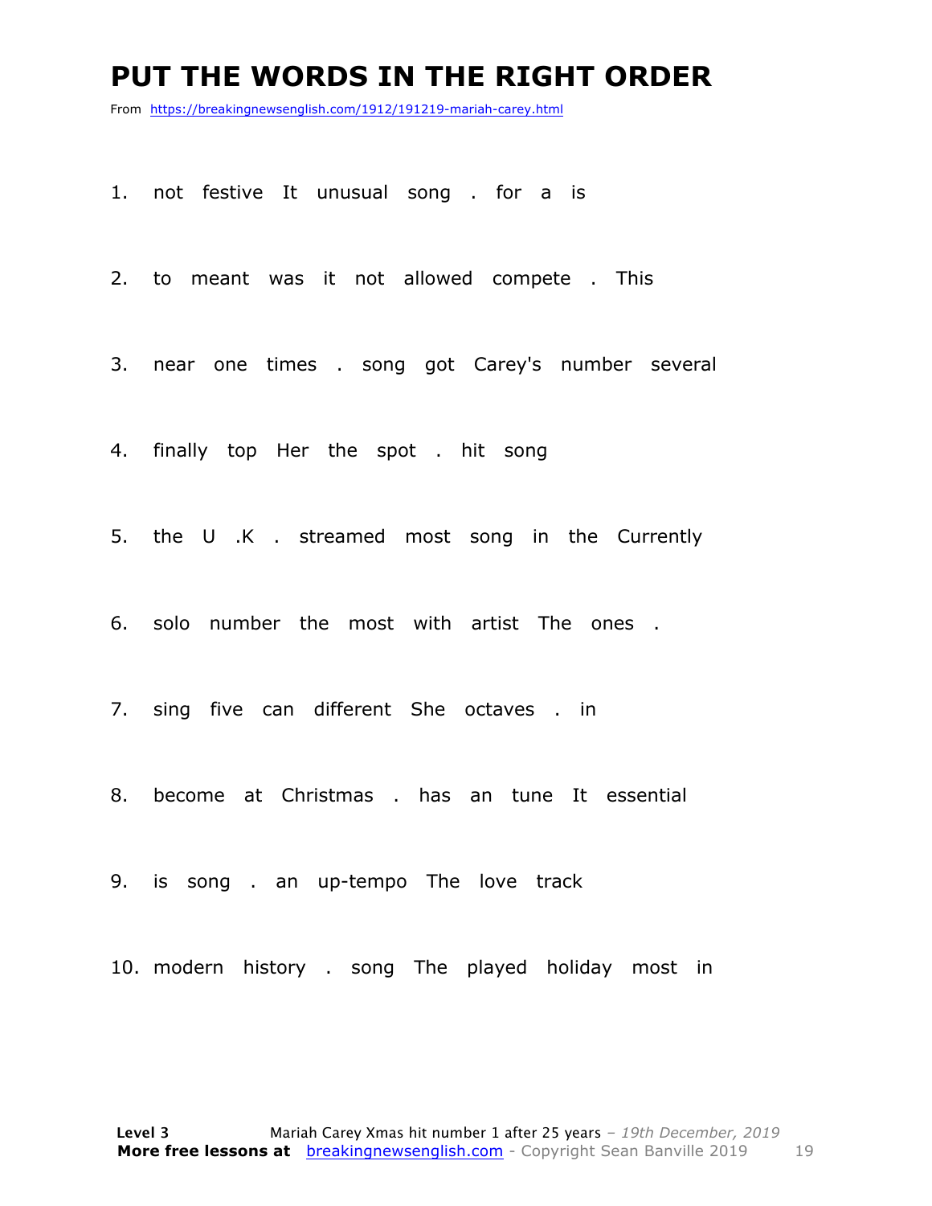# PUT THE WORDS IN THE RIGHT ORDER

From https://breakingnewsenglish.com/1912/191219-mariah-carey.html

1. not festive It unusual song . for a is

2. to meant was it not allowed compete . This

3. near one times . song got Carey's number several

4. finally top Her the spot . hit song

5. the U .K . streamed most song in the Currently

6. solo number the most with artist The ones .

7. sing five can different She octaves . in

8. become at Christmas . has an tune It essential

9. is song . an up-tempo The love track

10. modern history . song The played holiday most in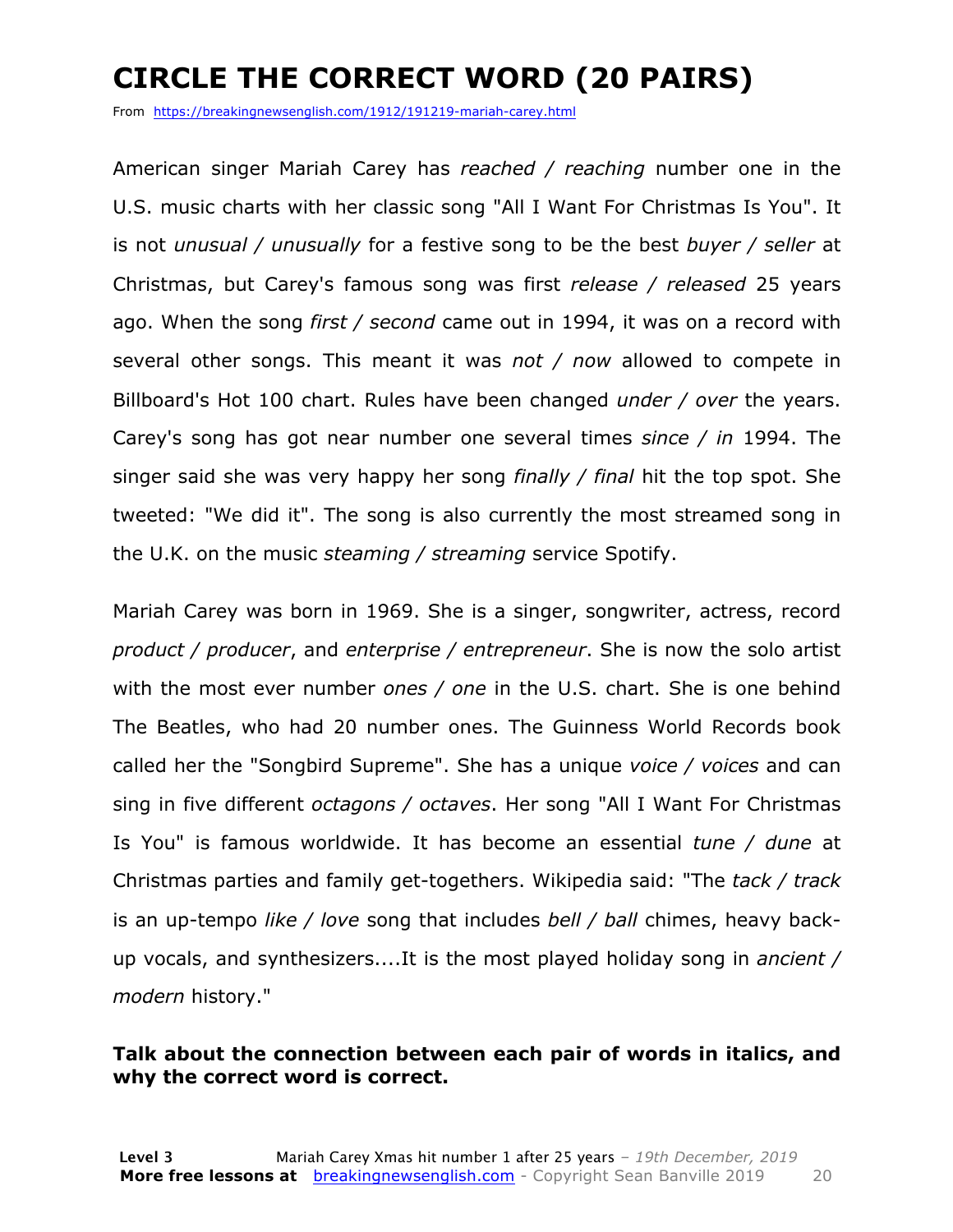# CIRCLE THE CORRECT WORD (20 PAIRS)

From https://breakingnewsenglish.com/1912/191219-mariah-carey.html

American singer Mariah Carey has *reached / reaching* number one in the U.S. music charts with her classic song "All I Want For Christmas Is You". It is not *unusual / unusually* for a festive song to be the best *buyer / seller* at Christmas, but Carey's famous song was first *release / released* 25 years ago. When the song *first / second* came out in 1994, it was on a record with several other songs. This meant it was *not / now* allowed to compete in Billboard's Hot 100 chart. Rules have been changed *under / over* the years. Carey's song has got near number one several times *since / in* 1994. The singer said she was very happy her song *finally / final* hit the top spot. She tweeted: "We did it". The song is also currently the most streamed song in the U.K. on the music *steaming / streaming* service Spotify.

Mariah Carey was born in 1969. She is a singer, songwriter, actress, record *product / producer*, and *enterprise / entrepreneur*. She is now the solo artist with the most ever number *ones / one* in the U.S. chart. She is one behind The Beatles, who had 20 number ones. The Guinness World Records book called her the "Songbird Supreme". She has a unique *voice / voices* and can sing in five different *octagons / octaves*. Her song "All I Want For Christmas Is You" is famous worldwide. It has become an essential *tune / dune* at Christmas parties and family get-togethers. Wikipedia said: "The *tack / track* is an up-tempo *like / love* song that includes *bell / ball* chimes, heavy back-up vocals, and synthesizers....It is the most played holiday song in *ancient / modern* history."

**Talk about the connection between each pair of words in italics, and why the correct word is correct.**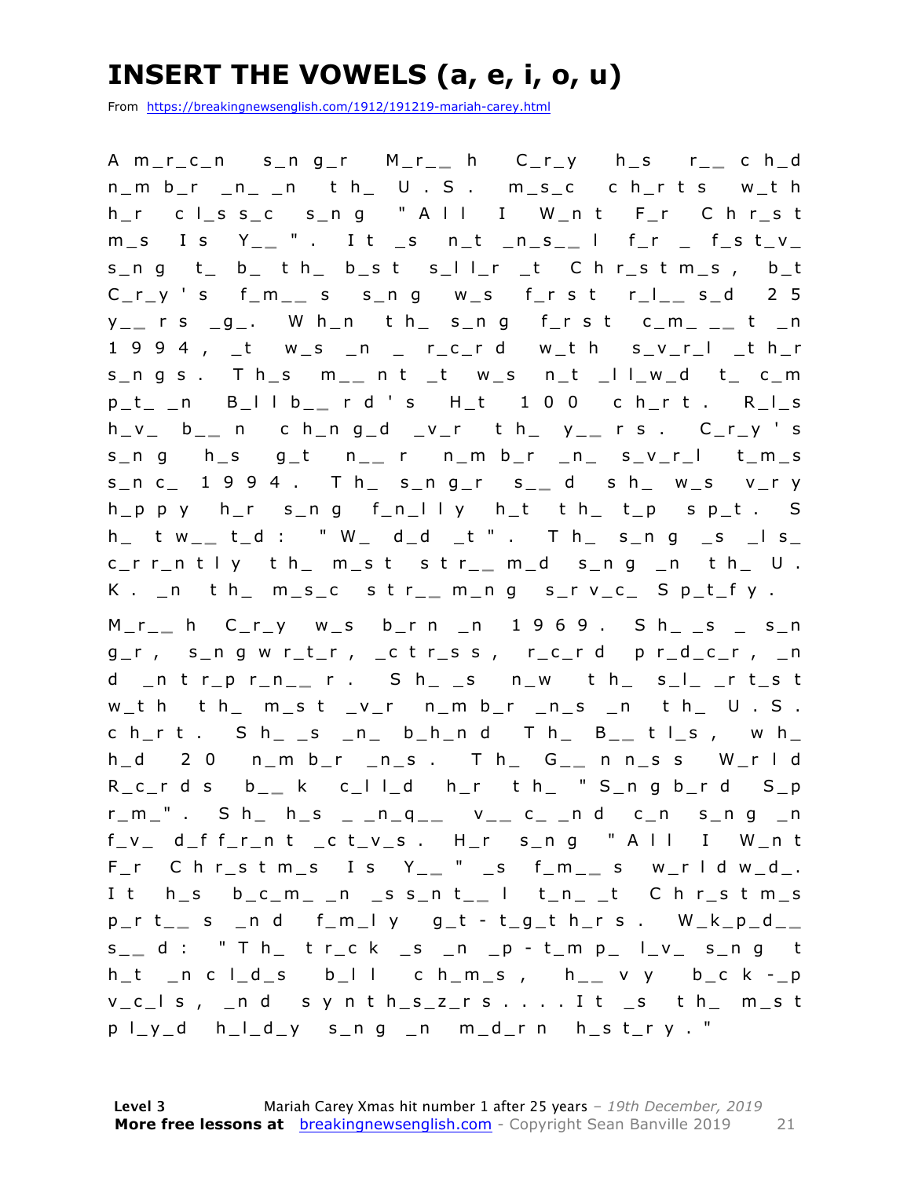# INSERT THE VOWELS (a, e, i, o, u)

From https://breakingnewsenglish.com/1912/191219-mariah-carey.html

A m_r_c_n s_n g_r M_r_ _ h C_r_y h_s r_ _ c h_d n_m b_r _n_ _n t h_ U . S . m_s_c c h_r t s w_t h h_r c l_s s_c s_n g " A l l I W_n t F_r C h r_s t m_s I s Y_ _ " . I t _s n_t _n_s_ _ l f_r _ f_s t_v_ s_n g t_ b_ t h_ b_s t s_l l_r _t C h r_s t m_s , b_t C_r_y ' s f_m_ _ s s_n g w_s f_r s t r_l_ _ s_d 2 5 y_ _ r s _g_. W h_n t h_ s_n g f_r s t c_m_ _ _ t _n 1 9 9 4 , _t w_s _n _ r_c_r d w_t h s_v_r_l _t h_r s_n g s . T h_s m_ _ n t _t w_s n_t _l l_w_d t_ c_m p_t_ _n B_l l b_ _ r d ' s H_t 1 0 0 c h_r t . R_l_s h_v_ b_ _ n c h_n g_d _v_r t h_ y_ _ r s . C_r_y ' s s_n g h_s g_t n_ _ r n_m b_r _n_ s_v_r_l t_m_s s_n c_ 1 9 9 4 . T h_ s_n g_r s_ _ d s h_ w_s v_r y h_p p y h_r s_n g f_n_l l y h_t t h_ t_p s p_t . S h_ t w_ _ t_d : " W_ d_d _t " . T h_ s_n g _s _l s_ c_r r_n t l y t h_ m_s t s t r_ _ m_d s_n g _n t h_ U . K . _n t h_ m_s_c s t r_ _ m_n g s_r v_c_ S p_t_f y .

M_r_ _ h C_r_y w_s b_r n _n 1 9 6 9 . S h_ _s _ s_n g_r , s_n g w r_t_r , _c t r_s s , r_c_r d p r_d_c_r , _n d _n t r_p r_n_ _ r . S h_ _s n_w t h_ s_l_ _r t_s t w_t h t h_ m_s t _v_r n_m b_r _n_s _n t h_ U . S . c h_r t . S h_ _s _n_ b_h_n d T h_ B_ _ t l_s , w h_ h_d 2 0 n_m b_r _n_s . T h_ G_ _ n n_s s W_r l d R_c_r d s b_ _ k c_l l_d h_r t h_ " S_n g b_r d S_p r_m_" . S h_ h_s _ _n_q_ _ v_ _ c_ _n d c_n s_n g _n f_v_ d_f f_r_n t _c t_v_s . H_r s_n g " A l l I W_n t F_r C h r_s t m_s I s Y_ _ " _s f_m_ _ s w_r l d w_d_. I t h_s b_c_m_ _n _s s_n t_ _ l t_n_ _t C h r_s t m_s p_r t_ _ s _n d f_m_l y g_t - t_g_t h_r s . W_k_p_d_ _ s_ _ d : " T h_ t r_c k _s _n _p - t_m p_ l_v_ s_n g t h_t _n c l_d_s b_l l c h_m_s , h_ _ v y b_c k -_p v_c_l s , _n d s y n t h_s_z_r s . . . . I t _s t h_ m_s t p l_y_d h_l_d_y s_n g _n m_d_r n h_s t_r y . "

**Level 3** Mariah Carey Xmas hit number 1 after 25 years – *19th December, 2019*
**More free lessons at** breakingnewsenglish.com - Copyright Sean Banville 2019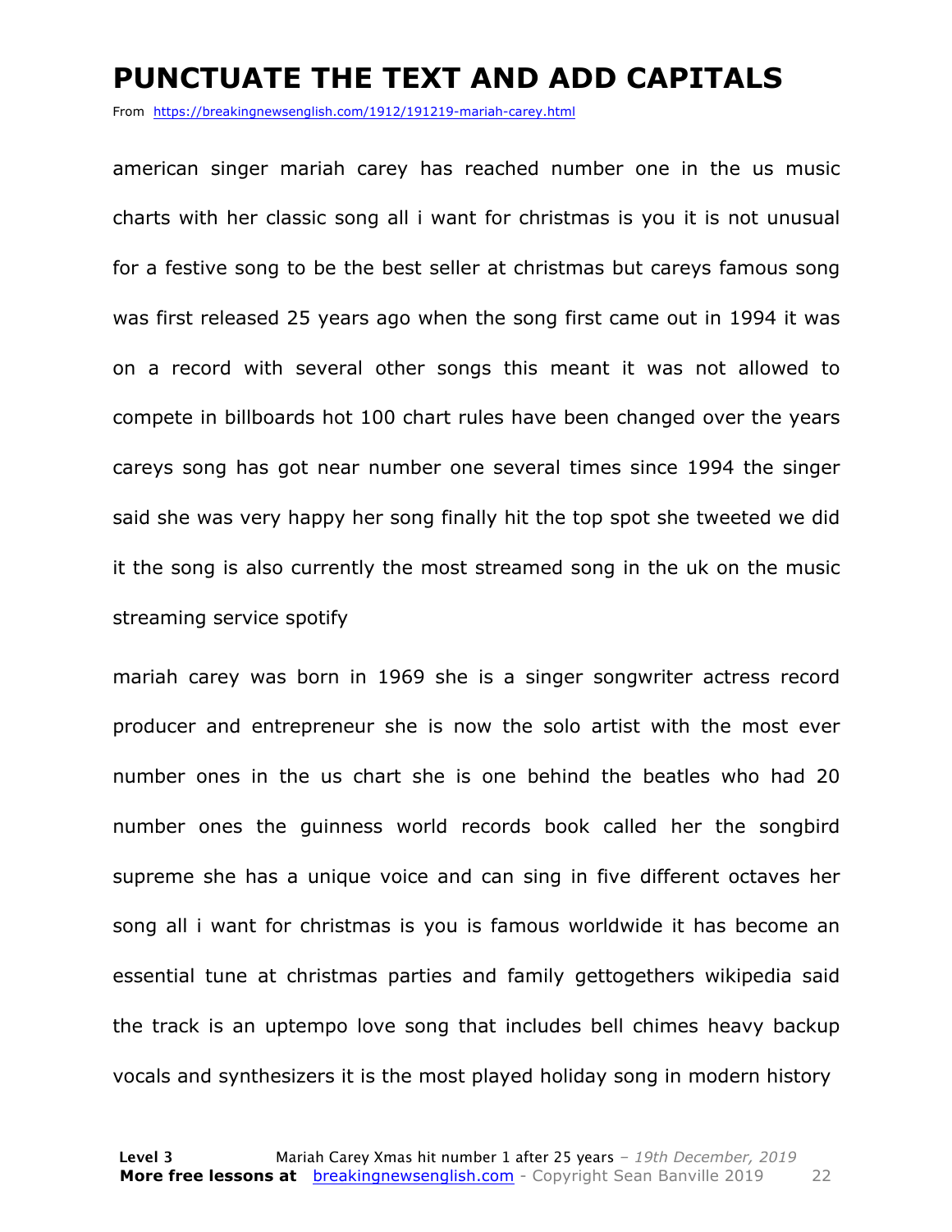# PUNCTUATE THE TEXT AND ADD CAPITALS

From https://breakingnewsenglish.com/1912/191219-mariah-carey.html

american singer mariah carey has reached number one in the us music charts with her classic song all i want for christmas is you it is not unusual for a festive song to be the best seller at christmas but careys famous song was first released 25 years ago when the song first came out in 1994 it was on a record with several other songs this meant it was not allowed to compete in billboards hot 100 chart rules have been changed over the years careys song has got near number one several times since 1994 the singer said she was very happy her song finally hit the top spot she tweeted we did it the song is also currently the most streamed song in the uk on the music streaming service spotify

mariah carey was born in 1969 she is a singer songwriter actress record producer and entrepreneur she is now the solo artist with the most ever number ones in the us chart she is one behind the beatles who had 20 number ones the guinness world records book called her the songbird supreme she has a unique voice and can sing in five different octaves her song all i want for christmas is you is famous worldwide it has become an essential tune at christmas parties and family gettogethers wikipedia said the track is an uptempo love song that includes bell chimes heavy backup vocals and synthesizers it is the most played holiday song in modern history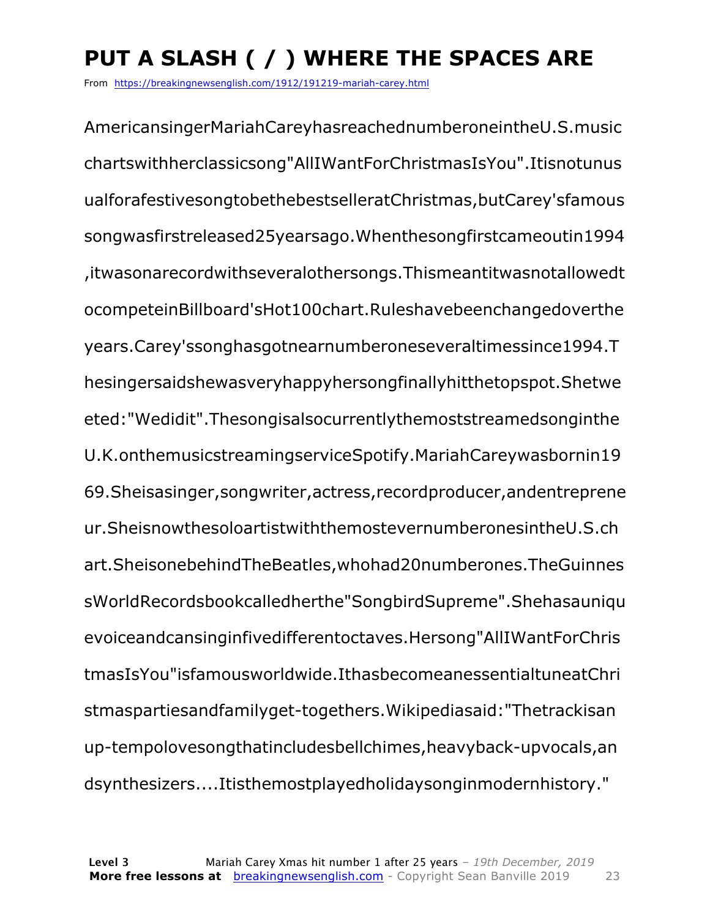# PUT A SLASH ( / ) WHERE THE SPACES ARE

From https://breakingnewsenglish.com/1912/191219-mariah-carey.html

AmericansingerMariahCareyhasreachednumberoneintheU.S.music
chartswithherclassicsong"AllIWantForChristmasIsYou".Itisnotunus
ualforafestivesongtobethebestselleratChristmas,butCarey'sfamous
songwasfirstreleased25yearsago.Whenthesongfirstcameoutin1994
,itwasonarecordwithseveralothersongs.Thismeantitwasnotallowedt
ocompeteinBillboard'sHot100chart.Ruleshavebeenchangedoverthe
years.Carey'ssonghasgotnearnumberoneseveraltimessince1994.T
hesingersaidshewasveryhappyhersongfinallyhitthetopspot.Shetwe
eted:"Wedidit".Thesongisalsocurrentlythemoststreamedsonginthe
U.K.onthemusicstreamingserviceSpotify.MariahCareywasbornin19
69.Sheisasinger,songwriter,actress,recordproducer,andentreprene
ur.SheisnowthesoloartistwiththemostevernumberonesintheU.S.ch
art.SheisonebehindTheBeatles,whohad20numberones.TheGuinnes
sWorldRecordsbookcalledherthe"SongbirdSupreme".Shehasauniqu
evoiceandcansinginfivedifferentoctaves.Hersong"AllIWantForChris
tmasIsYou"isfamousworldwide.IthasbecomeanessentialtuneatChri
stmaspartiesandfamilyget-togethers.Wikipediasaid:"Thetrackisan
up-tempolovesongthatincludesbellchimes,heavyback-upvocals,an
dsynthesizers....Itisthemostplayedholidaysonginmodernhistory."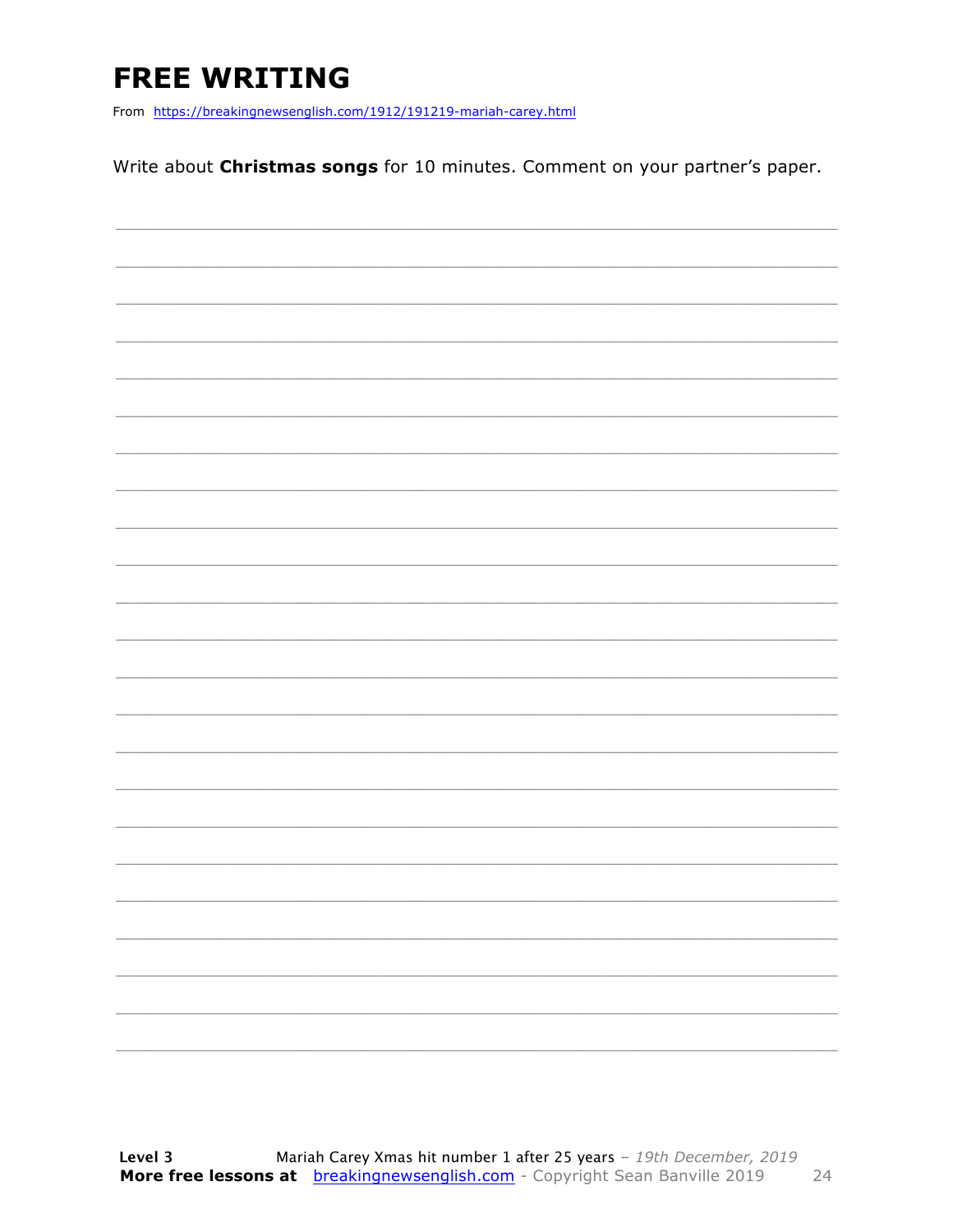# FREE WRITING

From https://breakingnewsenglish.com/1912/191219-mariah-carey.html

Write about **Christmas songs** for 10 minutes. Comment on your partner's paper.

___________________________________________________________________________

___________________________________________________________________________

___________________________________________________________________________

___________________________________________________________________________

___________________________________________________________________________

___________________________________________________________________________

___________________________________________________________________________

___________________________________________________________________________

___________________________________________________________________________

___________________________________________________________________________

___________________________________________________________________________

___________________________________________________________________________

___________________________________________________________________________

___________________________________________________________________________

___________________________________________________________________________

___________________________________________________________________________

___________________________________________________________________________

___________________________________________________________________________

___________________________________________________________________________

___________________________________________________________________________

___________________________________________________________________________

___________________________________________________________________________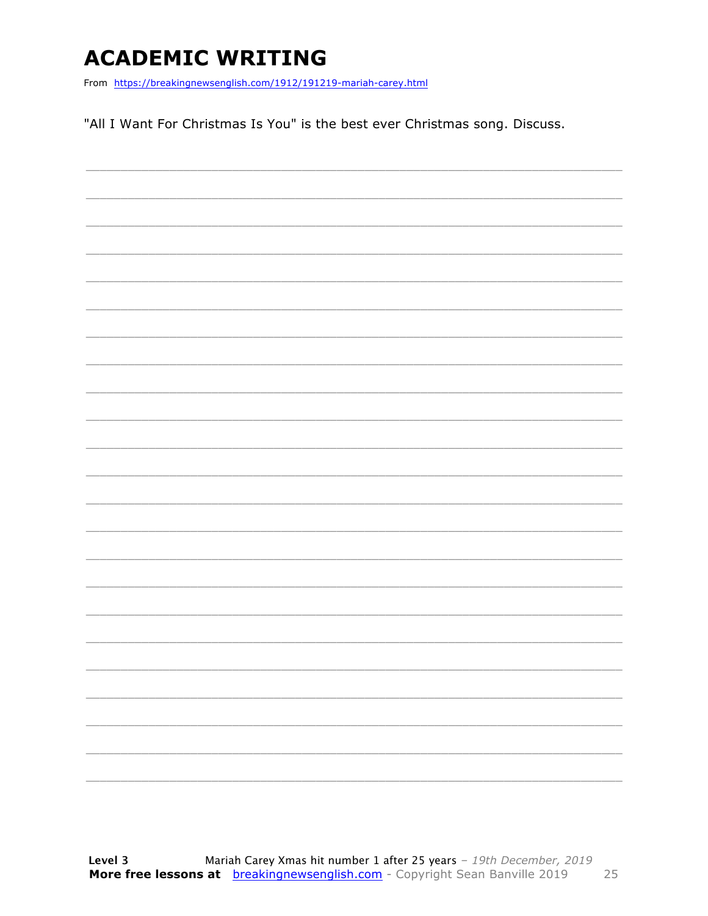# ACADEMIC WRITING

From https://breakingnewsenglish.com/1912/191219-mariah-carey.html

"All I Want For Christmas Is You" is the best ever Christmas song. Discuss.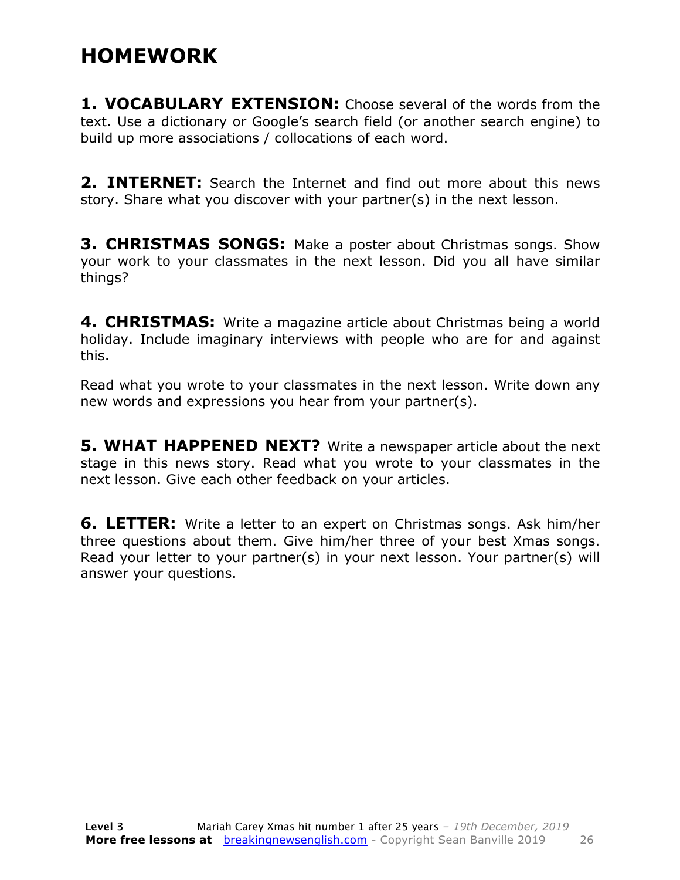# HOMEWORK

**1. VOCABULARY EXTENSION:** Choose several of the words from the text. Use a dictionary or Google's search field (or another search engine) to build up more associations / collocations of each word.

**2. INTERNET:** Search the Internet and find out more about this news story. Share what you discover with your partner(s) in the next lesson.

**3. CHRISTMAS SONGS:** Make a poster about Christmas songs. Show your work to your classmates in the next lesson. Did you all have similar things?

**4. CHRISTMAS:** Write a magazine article about Christmas being a world holiday. Include imaginary interviews with people who are for and against this.

Read what you wrote to your classmates in the next lesson. Write down any new words and expressions you hear from your partner(s).

**5. WHAT HAPPENED NEXT?** Write a newspaper article about the next stage in this news story. Read what you wrote to your classmates in the next lesson. Give each other feedback on your articles.

**6. LETTER:** Write a letter to an expert on Christmas songs. Ask him/her three questions about them. Give him/her three of your best Xmas songs. Read your letter to your partner(s) in your next lesson. Your partner(s) will answer your questions.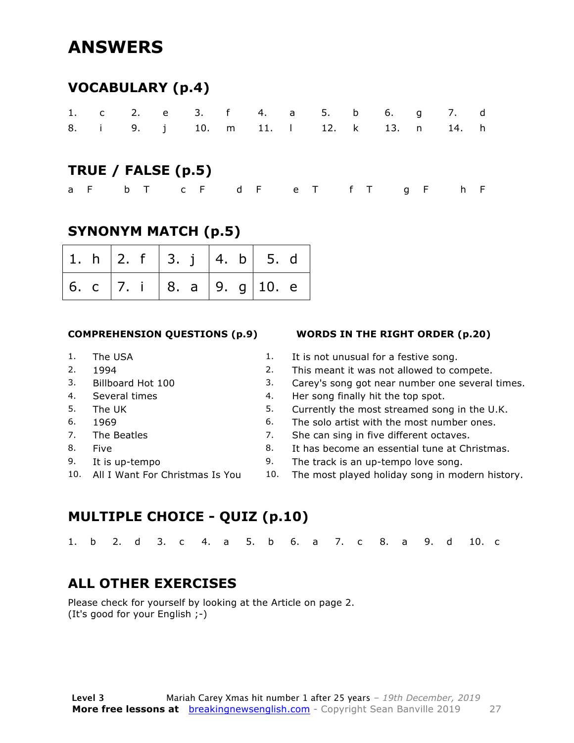# ANSWERS

## VOCABULARY (p.4)

| | | | | | | | | | | | | | |
|---|---|---|---|---|---|---|---|---|---|---|---|---|---|
| 1. | c | 2. | e | 3. | f | 4. | a | 5. | b | 6. | g | 7. | d |
| 8. | i | 9. | j | 10. | m | 11. | l | 12. | k | 13. | n | 14. | h |

## TRUE / FALSE (p.5)

a F b T c F d F e T f T g F h F

## SYNONYM MATCH (p.5)

| | | | | |
|---|---|---|---|---|
| 1. h | 2. f | 3. j | 4. b | 5. d |
| 6. c | 7. i | 8. a | 9. g | 10. e |

**COMPREHENSION QUESTIONS (p.9)**

1. The USA
2. 1994
3. Billboard Hot 100
4. Several times
5. The UK
6. 1969
7. The Beatles
8. Five
9. It is up-tempo
10. All I Want For Christmas Is You

**WORDS IN THE RIGHT ORDER (p.20)**

1. It is not unusual for a festive song.
2. This meant it was not allowed to compete.
3. Carey's song got near number one several times.
4. Her song finally hit the top spot.
5. Currently the most streamed song in the U.K.
6. The solo artist with the most number ones.
7. She can sing in five different octaves.
8. It has become an essential tune at Christmas.
9. The track is an up-tempo love song.
10. The most played holiday song in modern history.

## MULTIPLE CHOICE - QUIZ (p.10)

1. b 2. d 3. c 4. a 5. b 6. a 7. c 8. a 9. d 10. c

## ALL OTHER EXERCISES

Please check for yourself by looking at the Article on page 2.
(It's good for your English ;-)